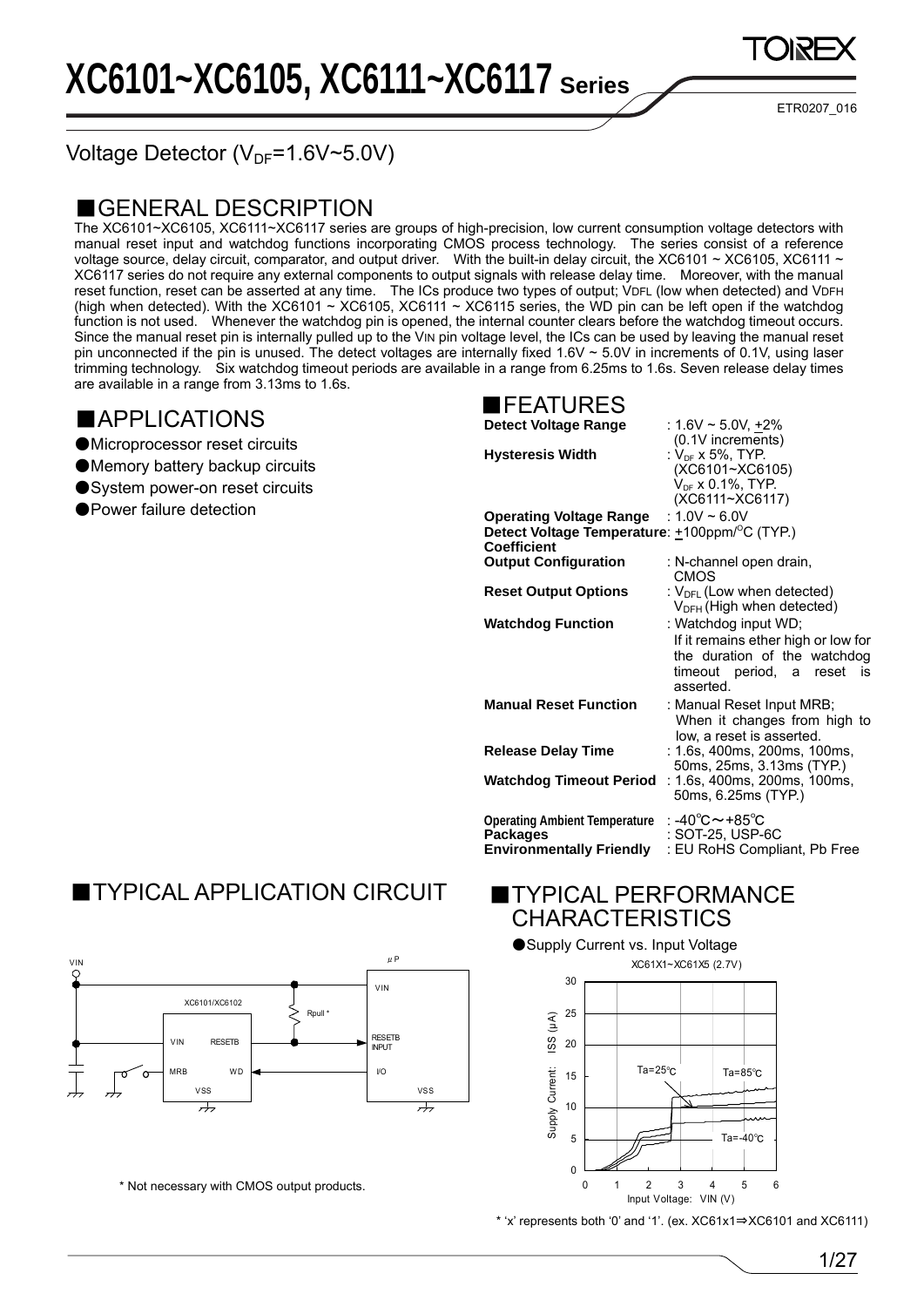# XC6101~XC6105, XC6111~XC6117 Series

ETR0207_016

Voltage Detector ($V_{DF}$=1.6V~5.0V)

## ■GENERAL DESCRIPTION

The XC6101~XC6105, XC6111~XC6117 series are groups of high-precision, low current consumption voltage detectors with manual reset input and watchdog functions incorporating CMOS process technology. The series consist of a reference voltage source, delay circuit, comparator, and output driver. With the built-in delay circuit, the XC6101 ~ XC6105, XC6111 ~ XC6117 series do not require any external components to output signals with release delay time. Moreover, with the manual reset function, reset can be asserted at any time. The ICs produce two types of output; VDFL (low when detected) and VDFH (high when detected). With the XC6101 ~ XC6105, XC6111 ~ XC6115 series, the WD pin can be left open if the watchdog function is not used. Whenever the watchdog pin is opened, the internal counter clears before the watchdog timeout occurs. Since the manual reset pin is internally pulled up to the VIN pin voltage level, the ICs can be used by leaving the manual reset pin unconnected if the pin is unused. The detect voltages are internally fixed 1.6V ~ 5.0V in increments of 0.1V, using laser trimming technology. Six watchdog timeout periods are available in a range from 6.25ms to 1.6s. Seven release delay times are available in a range from 3.13ms to 1.6s.

## ■APPLICATIONS

- ●Microprocessor reset circuits
- ●Memory battery backup circuits
- ●System power-on reset circuits
- ●Power failure detection

## ■FEATURES

| | |
|---|---|
| **Detect Voltage Range** | : 1.6V ~ 5.0V, ±2% (0.1V increments) |
| **Hysteresis Width** | : $V_{DF}$ x 5%, TYP. (XC6101~XC6105) $V_{DF}$ x 0.1%, TYP. (XC6111~XC6117) |
| **Operating Voltage Range** | : 1.0V ~ 6.0V |
| **Detect Voltage Temperature Coefficient** | : ±100ppm/°C (TYP.) |
| **Output Configuration** | : N-channel open drain, CMOS |
| **Reset Output Options** | : $V_{DFL}$ (Low when detected) $V_{DFH}$ (High when detected) |
| **Watchdog Function** | : Watchdog input WD; If it remains ether high or low for the duration of the watchdog timeout period, a reset is asserted. |
| **Manual Reset Function** | : Manual Reset Input MRB; When it changes from high to low, a reset is asserted. |
| **Release Delay Time** | : 1.6s, 400ms, 200ms, 100ms, 50ms, 25ms, 3.13ms (TYP.) |
| **Watchdog Timeout Period** | : 1.6s, 400ms, 200ms, 100ms, 50ms, 6.25ms (TYP.) |
| **Operating Ambient Temperature** | : -40°C～+85°C |
| **Packages** | : SOT-25, USP-6C |
| **Environmentally Friendly** | : EU RoHS Compliant, Pb Free |

## ■TYPICAL APPLICATION CIRCUIT

\* Not necessary with CMOS output products.

## ■TYPICAL PERFORMANCE CHARACTERISTICS

●Supply Current vs. Input Voltage

XC61X1~XC61X5 (2.7V)

\* 'x' represents both '0' and '1'. (ex. XC61x1⇒XC6101 and XC6111)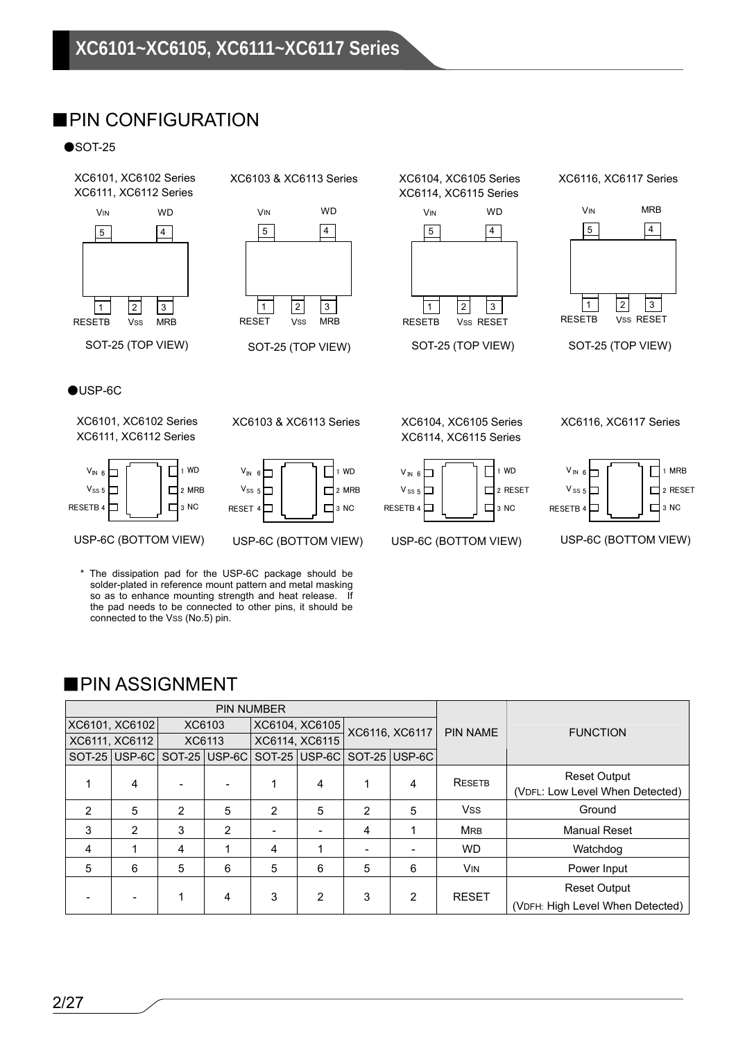## ■PIN CONFIGURATION

●SOT-25

XC6101, XC6102 Series
XC6111, XC6112 Series

| Pin | Name |
|---|---|
| 5 | $V_{IN}$ |
| 4 | WD |
| 1 | RESETB |
| 2 | $V_{SS}$ |
| 3 | MRB |

SOT-25 (TOP VIEW)

XC6103 & XC6113 Series

| Pin | Name |
|---|---|
| 5 | $V_{IN}$ |
| 4 | WD |
| 1 | RESET |
| 2 | $V_{SS}$ |
| 3 | MRB |

SOT-25 (TOP VIEW)

XC6104, XC6105 Series
XC6114, XC6115 Series

| Pin | Name |
|---|---|
| 5 | $V_{IN}$ |
| 4 | WD |
| 1 | RESETB |
| 2 | $V_{SS}$ |
| 3 | RESET |

SOT-25 (TOP VIEW)

XC6116, XC6117 Series

| Pin | Name |
|---|---|
| 5 | $V_{IN}$ |
| 4 | MRB |
| 1 | RESETB |
| 2 | $V_{SS}$ |
| 3 | RESET |

SOT-25 (TOP VIEW)

●USP-6C

XC6101, XC6102 Series
XC6111, XC6112 Series

| Pin | Name |
|---|---|
| 6 | $V_{IN}$ |
| 5 | $V_{SS}$ |
| 4 | RESETB |
| 1 | WD |
| 2 | MRB |
| 3 | NC |

USP-6C (BOTTOM VIEW)

XC6103 & XC6113 Series

| Pin | Name |
|---|---|
| 6 | $V_{IN}$ |
| 5 | $V_{SS}$ |
| 4 | RESET |
| 1 | WD |
| 2 | MRB |
| 3 | NC |

USP-6C (BOTTOM VIEW)

XC6104, XC6105 Series
XC6114, XC6115 Series

| Pin | Name |
|---|---|
| 6 | $V_{IN}$ |
| 5 | $V_{SS}$ |
| 4 | RESETB |
| 1 | WD |
| 2 | RESET |
| 3 | NC |

USP-6C (BOTTOM VIEW)

XC6116, XC6117 Series

| Pin | Name |
|---|---|
| 6 | $V_{IN}$ |
| 5 | $V_{SS}$ |
| 4 | RESETB |
| 1 | MRB |
| 2 | RESET |
| 3 | NC |

USP-6C (BOTTOM VIEW)

* The dissipation pad for the USP-6C package should be solder-plated in reference mount pattern and metal masking so as to enhance mounting strength and heat release. If the pad needs to be connected to other pins, it should be connected to the $V_{SS}$ (No.5) pin.

## ■PIN ASSIGNMENT

| PIN NUMBER | | | | | | | | PIN NAME | FUNCTION |
|---|---|---|---|---|---|---|---|---|---|
| XC6101, XC6102 XC6111, XC6112 | | XC6103 XC6113 | | XC6104, XC6105 XC6114, XC6115 | | XC6116, XC6117 | | | |
| SOT-25 | USP-6C | SOT-25 | USP-6C | SOT-25 | USP-6C | SOT-25 | USP-6C | | |
| 1 | 4 | - | - | 1 | 4 | 1 | 4 | RESETB | Reset Output ($V_{DFL}$: Low Level When Detected) |
| 2 | 5 | 2 | 5 | 2 | 5 | 2 | 5 | $V_{SS}$ | Ground |
| 3 | 2 | 3 | 2 | - | - | 4 | 1 | MRB | Manual Reset |
| 4 | 1 | 4 | 1 | 4 | 1 | - | - | WD | Watchdog |
| 5 | 6 | 5 | 6 | 5 | 6 | 5 | 6 | $V_{IN}$ | Power Input |
| - | - | 1 | 4 | 3 | 2 | 3 | 2 | RESET | Reset Output ($V_{DFH}$: High Level When Detected) |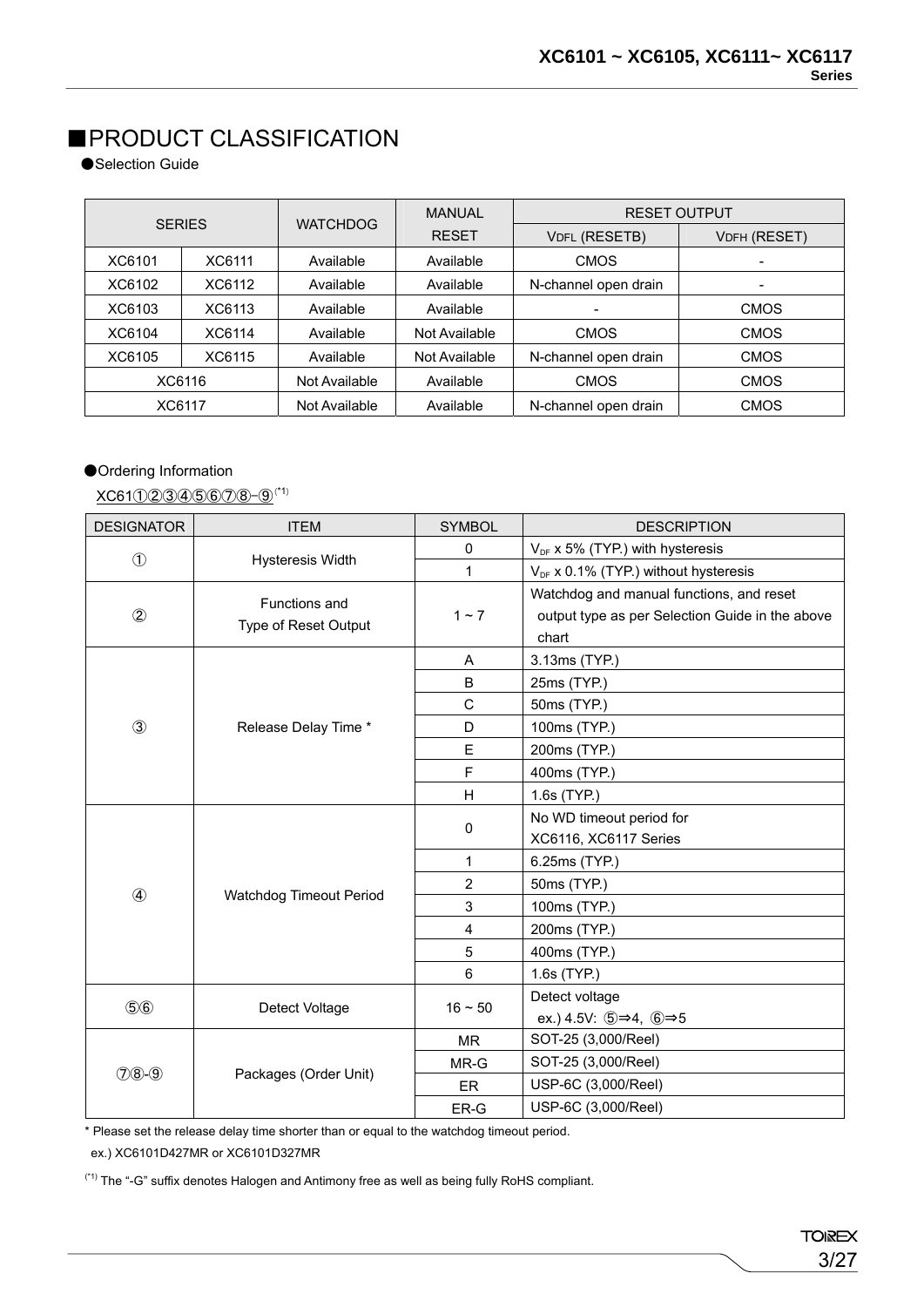# ■PRODUCT CLASSIFICATION

●Selection Guide

| SERIES | | WATCHDOG | MANUAL RESET | RESET OUTPUT | |
|---|---|---|---|---|---|
| | | | | $V_{DFL}$ (RESETB) | $V_{DFH}$ (RESET) |
| XC6101 | XC6111 | Available | Available | CMOS | - |
| XC6102 | XC6112 | Available | Available | N-channel open drain | - |
| XC6103 | XC6113 | Available | Available | - | CMOS |
| XC6104 | XC6114 | Available | Not Available | CMOS | CMOS |
| XC6105 | XC6115 | Available | Not Available | N-channel open drain | CMOS |
| XC6116 | | Not Available | Available | CMOS | CMOS |
| XC6117 | | Not Available | Available | N-channel open drain | CMOS |

●Ordering Information

XC61①②③④⑤⑥⑦⑧-⑨(*1)

| DESIGNATOR | ITEM | SYMBOL | DESCRIPTION |
|---|---|---|---|
| ① | Hysteresis Width | 0 | $V_{DF}$ x 5% (TYP.) with hysteresis |
| | | 1 | $V_{DF}$ x 0.1% (TYP.) without hysteresis |
| ② | Functions and Type of Reset Output | 1 ~ 7 | Watchdog and manual functions, and reset output type as per Selection Guide in the above chart |
| ③ | Release Delay Time * | A | 3.13ms (TYP.) |
| | | B | 25ms (TYP.) |
| | | C | 50ms (TYP.) |
| | | D | 100ms (TYP.) |
| | | E | 200ms (TYP.) |
| | | F | 400ms (TYP.) |
| | | H | 1.6s (TYP.) |
| ④ | Watchdog Timeout Period | 0 | No WD timeout period for XC6116, XC6117 Series |
| | | 1 | 6.25ms (TYP.) |
| | | 2 | 50ms (TYP.) |
| | | 3 | 100ms (TYP.) |
| | | 4 | 200ms (TYP.) |
| | | 5 | 400ms (TYP.) |
| | | 6 | 1.6s (TYP.) |
| ⑤⑥ | Detect Voltage | 16 ~ 50 | Detect voltage ex.) 4.5V: ⑤⇒4, ⑥⇒5 |
| ⑦⑧-⑨ | Packages (Order Unit) | MR | SOT-25 (3,000/Reel) |
| | | MR-G | SOT-25 (3,000/Reel) |
| | | ER | USP-6C (3,000/Reel) |
| | | ER-G | USP-6C (3,000/Reel) |

* Please set the release delay time shorter than or equal to the watchdog timeout period.
  ex.) XC6101D427MR or XC6101D327MR

(*1) The "-G" suffix denotes Halogen and Antimony free as well as being fully RoHS compliant.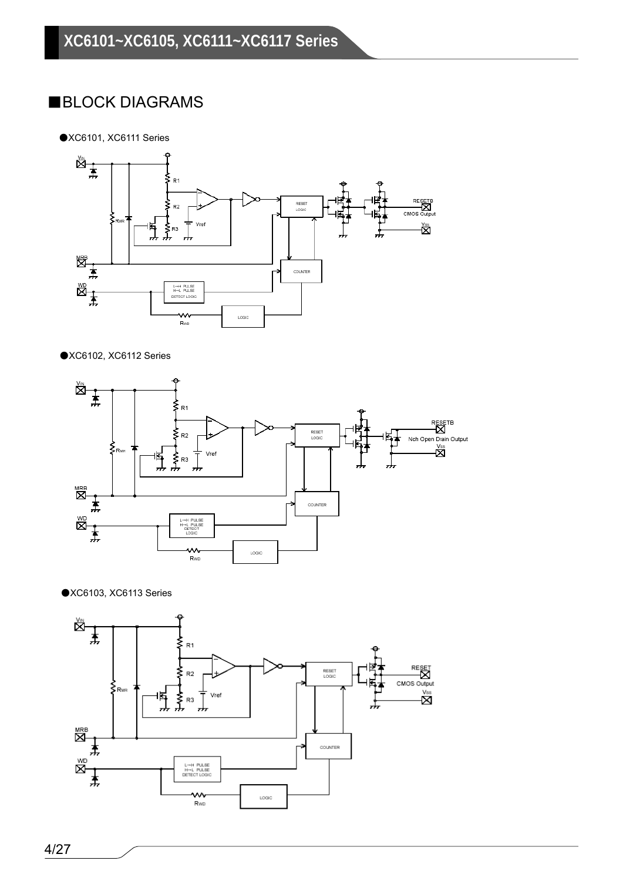## ■BLOCK DIAGRAMS

●XC6101, XC6111 Series

●XC6102, XC6112 Series

●XC6103, XC6113 Series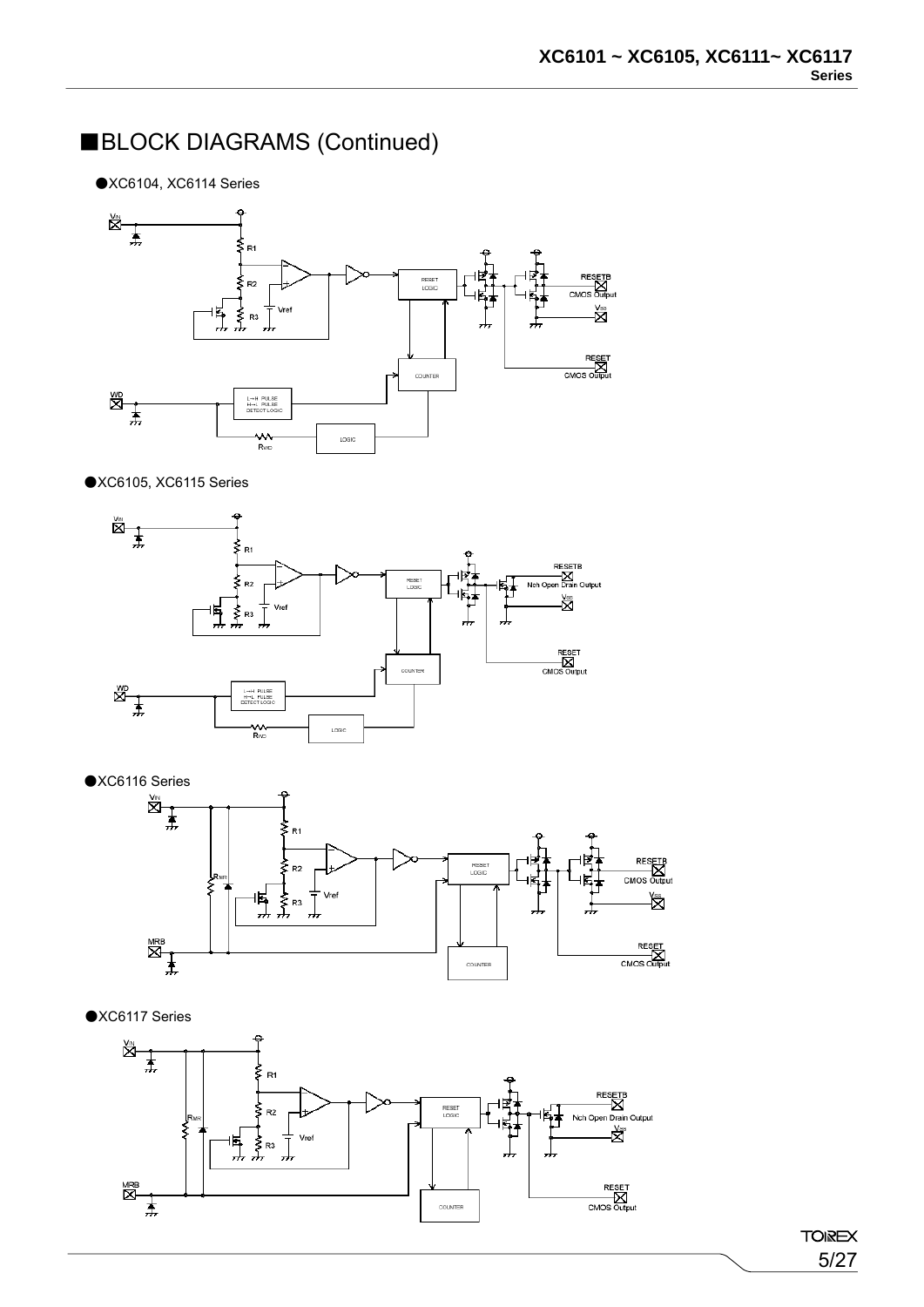## ■BLOCK DIAGRAMS (Continued)

●XC6104, XC6114 Series

●XC6105, XC6115 Series

●XC6116 Series

●XC6117 Series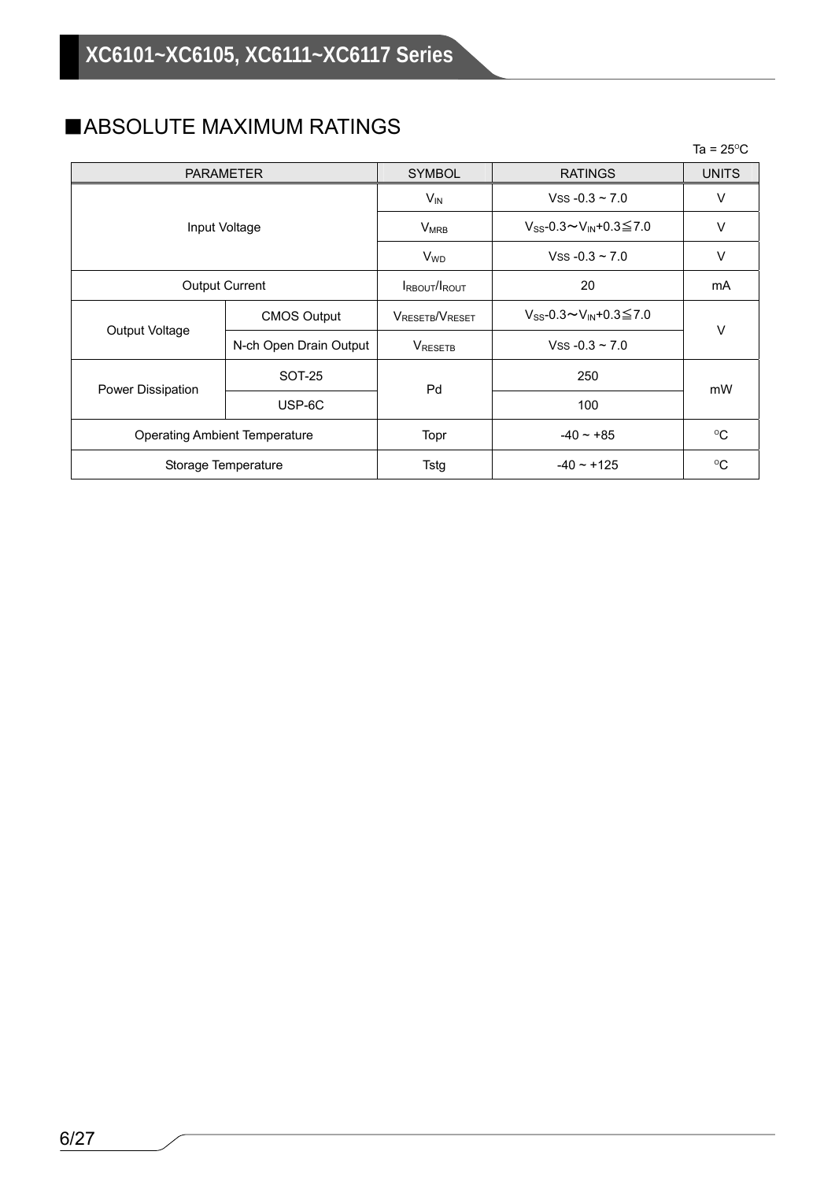## ■ABSOLUTE MAXIMUM RATINGS

Ta = 25°C

| PARAMETER | | SYMBOL | RATINGS | UNITS |
|---|---|---|---|---|
| Input Voltage | | $V_{IN}$ | $V_{SS}$ -0.3 ~ 7.0 | V |
| | | $V_{MRB}$ | $V_{SS}$-0.3～$V_{IN}$+0.3≦7.0 | V |
| | | $V_{WD}$ | $V_{SS}$ -0.3 ~ 7.0 | V |
| Output Current | | $I_{RBOUT}/I_{ROUT}$ | 20 | mA |
| Output Voltage | CMOS Output | $V_{RESETB}/V_{RESET}$ | $V_{SS}$-0.3～$V_{IN}$+0.3≦7.0 | V |
| | N-ch Open Drain Output | $V_{RESETB}$ | $V_{SS}$ -0.3 ~ 7.0 | |
| Power Dissipation | SOT-25 | Pd | 250 | mW |
| | USP-6C | | 100 | |
| Operating Ambient Temperature | | Topr | -40 ~ +85 | °C |
| Storage Temperature | | Tstg | -40 ~ +125 | °C |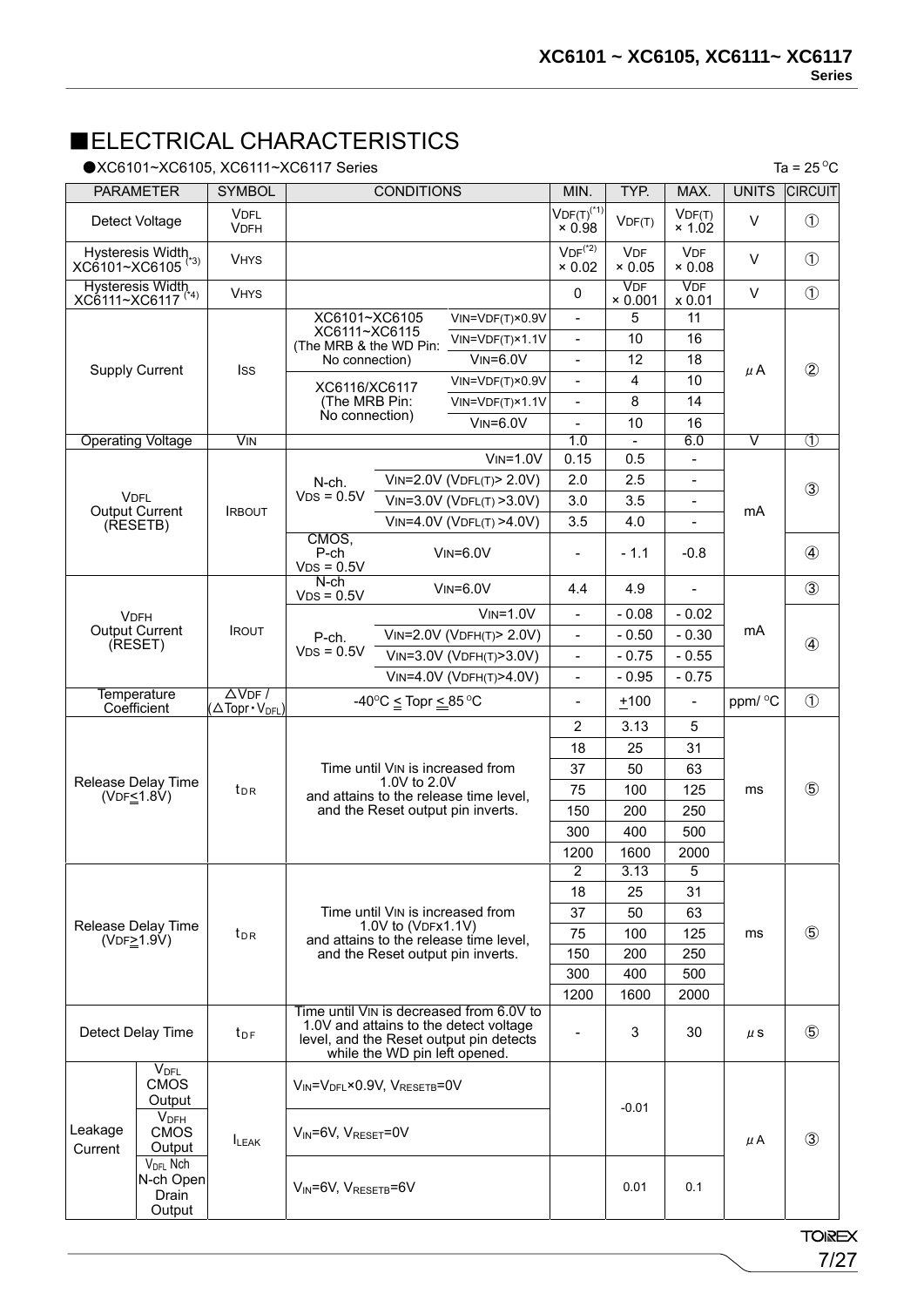## ■ELECTRICAL CHARACTERISTICS

●XC6101~XC6105, XC6111~XC6117 Series

Ta = 25°C

| PARAMETER | | SYMBOL | CONDITIONS | | MIN. | TYP. | MAX. | UNITS | CIRCUIT |
|---|---|---|---|---|---|---|---|---|---|
| Detect Voltage | | $V_{DFL}$ $V_{DFH}$ | | | $V_{DF(T)}$ (*1) × 0.98 | $V_{DF(T)}$ | $V_{DF(T)}$ × 1.02 | V | ① |
| Hysteresis Width XC6101~XC6105 (*3) | | $V_{HYS}$ | | | $V_{DF}$ (*2) × 0.02 | $V_{DF}$ × 0.05 | $V_{DF}$ × 0.08 | V | ① |
| Hysteresis Width XC6111~XC6117 (*4) | | $V_{HYS}$ | | | 0 | $V_{DF}$ × 0.001 | $V_{DF}$ x 0.01 | V | ① |
| Supply Current | | $I_{SS}$ | XC6101~XC6105 XC6111~XC6115 (The MRB & the WD Pin: No connection) | $V_{IN}=V_{DF(T)}$×0.9V | - | 5 | 11 | μA | ② |
| | | | | $V_{IN}=V_{DF(T)}$×1.1V | - | 10 | 16 | | |
| | | | | $V_{IN}$=6.0V | - | 12 | 18 | | |
| | | | XC6116/XC6117 (The MRB Pin: No connection) | $V_{IN}=V_{DF(T)}$×0.9V | - | 4 | 10 | | |
| | | | | $V_{IN}=V_{DF(T)}$×1.1V | - | 8 | 14 | | |
| | | | | $V_{IN}$=6.0V | - | 10 | 16 | | |
| Operating Voltage | | $V_{IN}$ | | | 1.0 | - | 6.0 | V | ① |
| $V_{DFL}$ Output Current (RESETB) | | $I_{RBOUT}$ | N-ch. $V_{DS}$ = 0.5V | $V_{IN}$=1.0V | 0.15 | 0.5 | - | mA | ③ |
| | | | | $V_{IN}$=2.0V ($V_{DFL(T)}$> 2.0V) | 2.0 | 2.5 | - | | |
| | | | | $V_{IN}$=3.0V ($V_{DFL(T)}$ >3.0V) | 3.0 | 3.5 | - | | |
| | | | | $V_{IN}$=4.0V ($V_{DFL(T)}$ >4.0V) | 3.5 | 4.0 | - | | |
| | | | CMOS, P-ch $V_{DS}$ = 0.5V | $V_{IN}$=6.0V | - | - 1.1 | -0.8 | | ④ |
| $V_{DFH}$ Output Current (RESET) | | $I_{ROUT}$ | N-ch $V_{DS}$ = 0.5V | $V_{IN}$=6.0V | 4.4 | 4.9 | - | mA | ③ |
| | | | P-ch. $V_{DS}$ = 0.5V | $V_{IN}$=1.0V | - | - 0.08 | - 0.02 | | ④ |
| | | | | $V_{IN}$=2.0V ($V_{DFH(T)}$> 2.0V) | - | - 0.50 | - 0.30 | | |
| | | | | $V_{IN}$=3.0V ($V_{DFH(T)}$>3.0V) | - | - 0.75 | - 0.55 | | |
| | | | | $V_{IN}$=4.0V ($V_{DFH(T)}$>4.0V) | - | - 0.95 | - 0.75 | | |
| Temperature Coefficient | | $\Delta V_{DF}$ / ($\Delta$Topr・$V_{DFL}$) | -40°C ≤ Topr ≤ 85°C | | - | ±100 | - | ppm/°C | ① |
| Release Delay Time ($V_{DF}$≤1.8V) | | $t_{DR}$ | Time until $V_{IN}$ is increased from 1.0V to 2.0V and attains to the release time level, and the Reset output pin inverts. | | 2 | 3.13 | 5 | ms | ⑤ |
| | | | | | 18 | 25 | 31 | | |
| | | | | | 37 | 50 | 63 | | |
| | | | | | 75 | 100 | 125 | | |
| | | | | | 150 | 200 | 250 | | |
| | | | | | 300 | 400 | 500 | | |
| | | | | | 1200 | 1600 | 2000 | | |
| Release Delay Time ($V_{DF}$≥1.9V) | | $t_{DR}$ | Time until $V_{IN}$ is increased from 1.0V to ($V_{DF}$x1.1V) and attains to the release time level, and the Reset output pin inverts. | | 2 | 3.13 | 5 | ms | ⑤ |
| | | | | | 18 | 25 | 31 | | |
| | | | | | 37 | 50 | 63 | | |
| | | | | | 75 | 100 | 125 | | |
| | | | | | 150 | 200 | 250 | | |
| | | | | | 300 | 400 | 500 | | |
| | | | | | 1200 | 1600 | 2000 | | |
| Detect Delay Time | | $t_{DF}$ | Time until $V_{IN}$ is decreased from 6.0V to 1.0V and attains to the detect voltage level, and the Reset output pin detects while the WD pin left opened. | | - | 3 | 30 | μs | ⑤ |
| Leakage Current | $V_{DFL}$ CMOS Output | $I_{LEAK}$ | $V_{IN}=V_{DFL}$×0.9V, $V_{RESETB}$=0V | | | -0.01 | | μA | ③ |
| | $V_{DFH}$ CMOS Output | | $V_{IN}$=6V, $V_{RESET}$=0V | | | | | | |
| | $V_{DFL}$ Nch N-ch Open Drain Output | | $V_{IN}$=6V, $V_{RESETB}$=6V | | | 0.01 | 0.1 | | |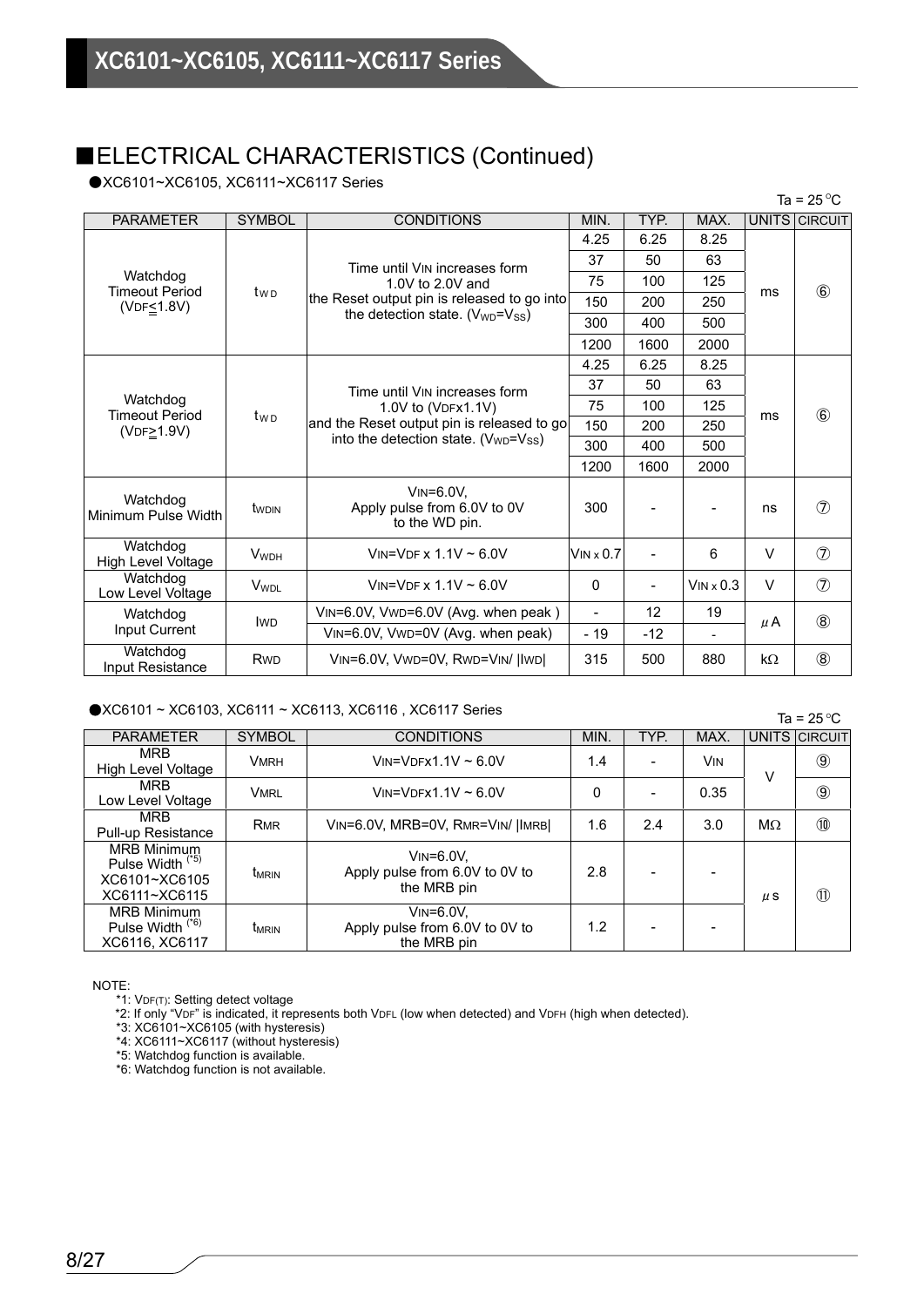## ■ELECTRICAL CHARACTERISTICS (Continued)

●XC6101~XC6105, XC6111~XC6117 Series

Ta = 25°C

| PARAMETER | SYMBOL | CONDITIONS | MIN. | TYP. | MAX. | UNITS | CIRCUIT |
|---|---|---|---|---|---|---|---|
| Watchdog Timeout Period ($V_{DF}$≦1.8V) | $t_{WD}$ | Time until $V_{IN}$ increases form 1.0V to 2.0V and the Reset output pin is released to go into the detection state. ($V_{WD}$=$V_{SS}$) | 4.25 | 6.25 | 8.25 | ms | ⑥ |
| | | | 37 | 50 | 63 | | |
| | | | 75 | 100 | 125 | | |
| | | | 150 | 200 | 250 | | |
| | | | 300 | 400 | 500 | | |
| | | | 1200 | 1600 | 2000 | | |
| Watchdog Timeout Period ($V_{DF}$≧1.9V) | $t_{WD}$ | Time until $V_{IN}$ increases form 1.0V to ($V_{DF}$x1.1V) and the Reset output pin is released to go into the detection state. ($V_{WD}$=$V_{SS}$) | 4.25 | 6.25 | 8.25 | ms | ⑥ |
| | | | 37 | 50 | 63 | | |
| | | | 75 | 100 | 125 | | |
| | | | 150 | 200 | 250 | | |
| | | | 300 | 400 | 500 | | |
| | | | 1200 | 1600 | 2000 | | |
| Watchdog Minimum Pulse Width | $t_{WDIN}$ | $V_{IN}$=6.0V, Apply pulse from 6.0V to 0V to the WD pin. | 300 | - | - | ns | ⑦ |
| Watchdog High Level Voltage | $V_{WDH}$ | $V_{IN}$=$V_{DF}$ x 1.1V ~ 6.0V | $V_{IN}$ x 0.7 | - | 6 | V | ⑦ |
| Watchdog Low Level Voltage | $V_{WDL}$ | $V_{IN}$=$V_{DF}$ x 1.1V ~ 6.0V | 0 | - | $V_{IN}$ x 0.3 | V | ⑦ |
| Watchdog Input Current | $I_{WD}$ | $V_{IN}$=6.0V, $V_{WD}$=6.0V (Avg. when peak ) | - | 12 | 19 | μA | ⑧ |
| | | $V_{IN}$=6.0V, $V_{WD}$=0V (Avg. when peak) | - 19 | -12 | - | | |
| Watchdog Input Resistance | $R_{WD}$ | $V_{IN}$=6.0V, $V_{WD}$=0V, $R_{WD}$=$V_{IN}$/ \|$I_{WD}$\| | 315 | 500 | 880 | kΩ | ⑧ |

●XC6101 ~ XC6103, XC6111 ~ XC6113, XC6116 , XC6117 Series

Ta = 25°C

| PARAMETER | SYMBOL | CONDITIONS | MIN. | TYP. | MAX. | UNITS | CIRCUIT |
|---|---|---|---|---|---|---|---|
| MRB High Level Voltage | $V_{MRH}$ | $V_{IN}$=$V_{DF}$x1.1V ~ 6.0V | 1.4 | - | $V_{IN}$ | V | ⑨ |
| MRB Low Level Voltage | $V_{MRL}$ | $V_{IN}$=$V_{DF}$x1.1V ~ 6.0V | 0 | - | 0.35 | | ⑨ |
| MRB Pull-up Resistance | $R_{MR}$ | $V_{IN}$=6.0V, MRB=0V, $R_{MR}$=$V_{IN}$/ \|$I_{MRB}$\| | 1.6 | 2.4 | 3.0 | MΩ | ⑩ |
| MRB Minimum Pulse Width (*5) XC6101~XC6105 XC6111~XC6115 | $t_{MRIN}$ | $V_{IN}$=6.0V, Apply pulse from 6.0V to 0V to the MRB pin | 2.8 | - | - | μs | ⑪ |
| MRB Minimum Pulse Width (*6) XC6116, XC6117 | $t_{MRIN}$ | $V_{IN}$=6.0V, Apply pulse from 6.0V to 0V to the MRB pin | 1.2 | - | - | | |

NOTE:
*1: $V_{DF(T)}$: Setting detect voltage
*2: If only "$V_{DF}$" is indicated, it represents both $V_{DFL}$ (low when detected) and $V_{DFH}$ (high when detected).
*3: XC6101~XC6105 (with hysteresis)
*4: XC6111~XC6117 (without hysteresis)
*5: Watchdog function is available.
*6: Watchdog function is not available.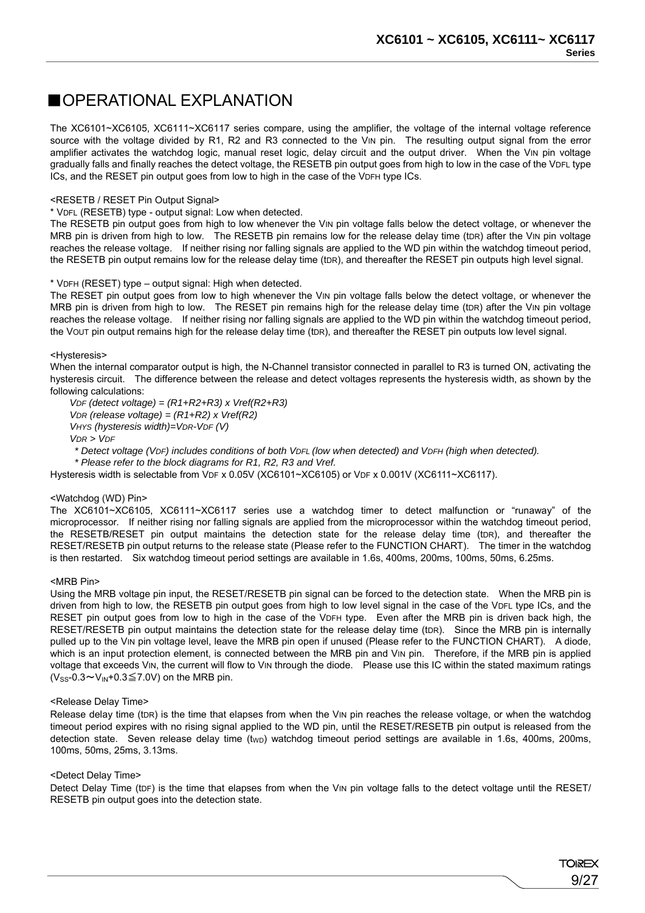# ■OPERATIONAL EXPLANATION

The XC6101~XC6105, XC6111~XC6117 series compare, using the amplifier, the voltage of the internal voltage reference source with the voltage divided by R1, R2 and R3 connected to the $V_{IN}$ pin. The resulting output signal from the error amplifier activates the watchdog logic, manual reset logic, delay circuit and the output driver. When the $V_{IN}$ pin voltage gradually falls and finally reaches the detect voltage, the RESETB pin output goes from high to low in the case of the $V_{DFL}$ type ICs, and the RESET pin output goes from low to high in the case of the $V_{DFH}$ type ICs.

<RESETB / RESET Pin Output Signal>

* $V_{DFL}$ (RESETB) type - output signal: Low when detected.

The RESETB pin output goes from high to low whenever the $V_{IN}$ pin voltage falls below the detect voltage, or whenever the MRB pin is driven from high to low. The RESETB pin remains low for the release delay time ($t_{DR}$) after the $V_{IN}$ pin voltage reaches the release voltage. If neither rising nor falling signals are applied to the WD pin within the watchdog timeout period, the RESETB pin output remains low for the release delay time ($t_{DR}$), and thereafter the RESET pin outputs high level signal.

* $V_{DFH}$ (RESET) type – output signal: High when detected.

The RESET pin output goes from low to high whenever the $V_{IN}$ pin voltage falls below the detect voltage, or whenever the MRB pin is driven from high to low. The RESET pin remains high for the release delay time ($t_{DR}$) after the $V_{IN}$ pin voltage reaches the release voltage. If neither rising nor falling signals are applied to the WD pin within the watchdog timeout period, the $V_{OUT}$ pin output remains high for the release delay time ($t_{DR}$), and thereafter the RESET pin outputs low level signal.

<Hysteresis>

When the internal comparator output is high, the N-Channel transistor connected in parallel to R3 is turned ON, activating the hysteresis circuit. The difference between the release and detect voltages represents the hysteresis width, as shown by the following calculations:

*$V_{DF}$ (detect voltage) = (R1+R2+R3) x Vref(R2+R3)*
*$V_{DR}$ (release voltage) = (R1+R2) x Vref(R2)*
*$V_{HYS}$ (hysteresis width)=$V_{DR}$-$V_{DF}$ (V)*
*$V_{DR} > V_{DF}$*

*\* Detect voltage ($V_{DF}$) includes conditions of both $V_{DFL}$ (low when detected) and $V_{DFH}$ (high when detected).*
*\* Please refer to the block diagrams for R1, R2, R3 and Vref.*

Hysteresis width is selectable from $V_{DF}$ x 0.05V (XC6101~XC6105) or $V_{DF}$ x 0.001V (XC6111~XC6117).

<Watchdog (WD) Pin>

The XC6101~XC6105, XC6111~XC6117 series use a watchdog timer to detect malfunction or "runaway" of the microprocessor. If neither rising nor falling signals are applied from the microprocessor within the watchdog timeout period, the RESETB/RESET pin output maintains the detection state for the release delay time ($t_{DR}$), and thereafter the RESET/RESETB pin output returns to the release state (Please refer to the FUNCTION CHART). The timer in the watchdog is then restarted. Six watchdog timeout period settings are available in 1.6s, 400ms, 200ms, 100ms, 50ms, 6.25ms.

<MRB Pin>

Using the MRB voltage pin input, the RESET/RESETB pin signal can be forced to the detection state. When the MRB pin is driven from high to low, the RESETB pin output goes from high to low level signal in the case of the $V_{DFL}$ type ICs, and the RESET pin output goes from low to high in the case of the $V_{DFH}$ type. Even after the MRB pin is driven back high, the RESET/RESETB pin output maintains the detection state for the release delay time ($t_{DR}$). Since the MRB pin is internally pulled up to the $V_{IN}$ pin voltage level, leave the MRB pin open if unused (Please refer to the FUNCTION CHART). A diode, which is an input protection element, is connected between the MRB pin and $V_{IN}$ pin. Therefore, if the MRB pin is applied voltage that exceeds $V_{IN}$, the current will flow to $V_{IN}$ through the diode. Please use this IC within the stated maximum ratings ($V_{SS}$-0.3～$V_{IN}$+0.3≦7.0V) on the MRB pin.

<Release Delay Time>

Release delay time ($t_{DR}$) is the time that elapses from when the $V_{IN}$ pin reaches the release voltage, or when the watchdog timeout period expires with no rising signal applied to the WD pin, until the RESET/RESETB pin output is released from the detection state. Seven release delay time ($t_{WD}$) watchdog timeout period settings are available in 1.6s, 400ms, 200ms, 100ms, 50ms, 25ms, 3.13ms.

<Detect Delay Time>

Detect Delay Time ($t_{DF}$) is the time that elapses from when the $V_{IN}$ pin voltage falls to the detect voltage until the RESET/ RESETB pin output goes into the detection state.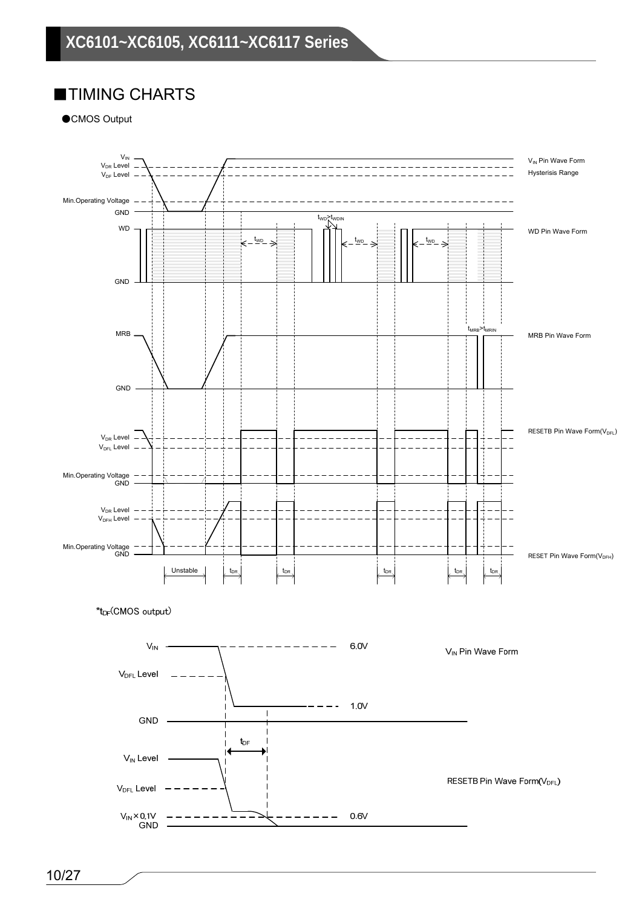## ■TIMING CHARTS

●CMOS Output

$V_{IN}$
$V_{DR}$ Level
$V_{DF}$ Level
Min.Operating Voltage
GND

$V_{IN}$ Pin Wave Form
Hysterisis Range

WD
GND
$t_{WD}$ > $t_{WDIN}$
$t_{WD}$
WD Pin Wave Form

MRB
GND
$t_{MRB}$ > $t_{MRIN}$
MRB Pin Wave Form

$V_{DR}$ Level
$V_{DFL}$ Level
Min.Operating Voltage
GND
RESETB Pin Wave Form($V_{DFL}$)

$V_{DR}$ Level
$V_{DFH}$ Level
Min.Operating Voltage
GND
RESET Pin Wave Form($V_{DFH}$)

Unstable $t_{DR}$ $t_{DR}$ $t_{DR}$ $t_{DR}$ $t_{DR}$

*$t_{DF}$(CMOS output)

$V_{IN}$ 6.0V
$V_{DFL}$ Level
1.0V
GND
$V_{IN}$ Pin Wave Form

$t_{DF}$

$V_{IN}$ Level
$V_{DFL}$ Level
$V_{IN}$×0.1V 0.6V
GND
RESETB Pin Wave Form($V_{DFL}$)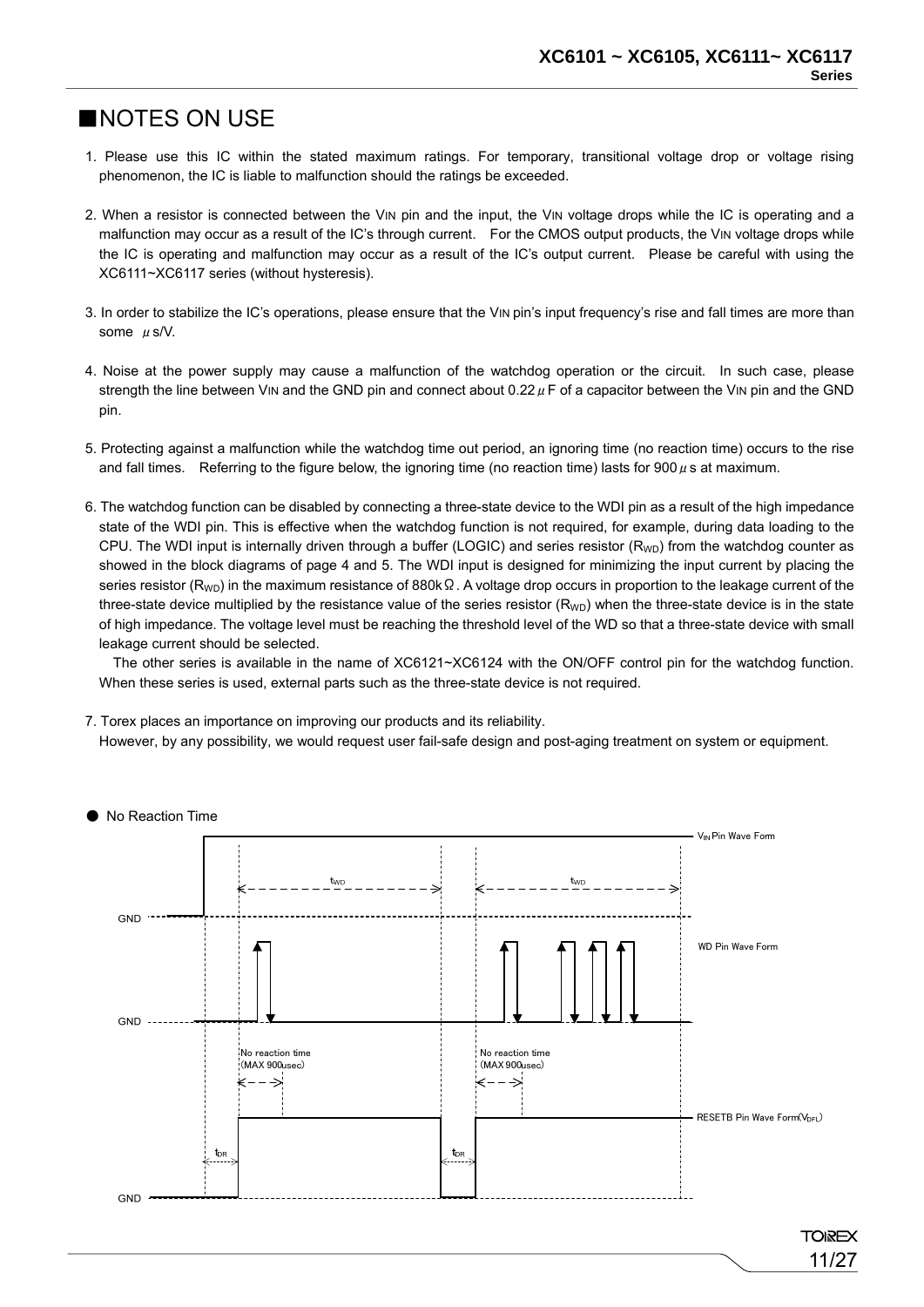## ■NOTES ON USE

1. Please use this IC within the stated maximum ratings. For temporary, transitional voltage drop or voltage rising phenomenon, the IC is liable to malfunction should the ratings be exceeded.

2. When a resistor is connected between the VIN pin and the input, the VIN voltage drops while the IC is operating and a malfunction may occur as a result of the IC's through current. For the CMOS output products, the VIN voltage drops while the IC is operating and malfunction may occur as a result of the IC's output current. Please be careful with using the XC6111~XC6117 series (without hysteresis).

3. In order to stabilize the IC's operations, please ensure that the VIN pin's input frequency's rise and fall times are more than some μs/V.

4. Noise at the power supply may cause a malfunction of the watchdog operation or the circuit. In such case, please strength the line between VIN and the GND pin and connect about 0.22μF of a capacitor between the VIN pin and the GND pin.

5. Protecting against a malfunction while the watchdog time out period, an ignoring time (no reaction time) occurs to the rise and fall times. Referring to the figure below, the ignoring time (no reaction time) lasts for 900μs at maximum.

6. The watchdog function can be disabled by connecting a three-state device to the WDI pin as a result of the high impedance state of the WDI pin. This is effective when the watchdog function is not required, for example, during data loading to the CPU. The WDI input is internally driven through a buffer (LOGIC) and series resistor ($R_{WD}$) from the watchdog counter as showed in the block diagrams of page 4 and 5. The WDI input is designed for minimizing the input current by placing the series resistor ($R_{WD}$) in the maximum resistance of 880kΩ. A voltage drop occurs in proportion to the leakage current of the three-state device multiplied by the resistance value of the series resistor ($R_{WD}$) when the three-state device is in the state of high impedance. The voltage level must be reaching the threshold level of the WD so that a three-state device with small leakage current should be selected.

   The other series is available in the name of XC6121~XC6124 with the ON/OFF control pin for the watchdog function. When these series is used, external parts such as the three-state device is not required.

7. Torex places an importance on improving our products and its reliability.
   However, by any possibility, we would request user fail-safe design and post-aging treatment on system or equipment.

● No Reaction Time

$V_{IN}$ Pin Wave Form

WD Pin Wave Form

RESETB Pin Wave Form($V_{DFL}$)

$t_{WD}$ $t_{WD}$

No reaction time (MAX 900usec)

$t_{DR}$ $t_{DR}$

GND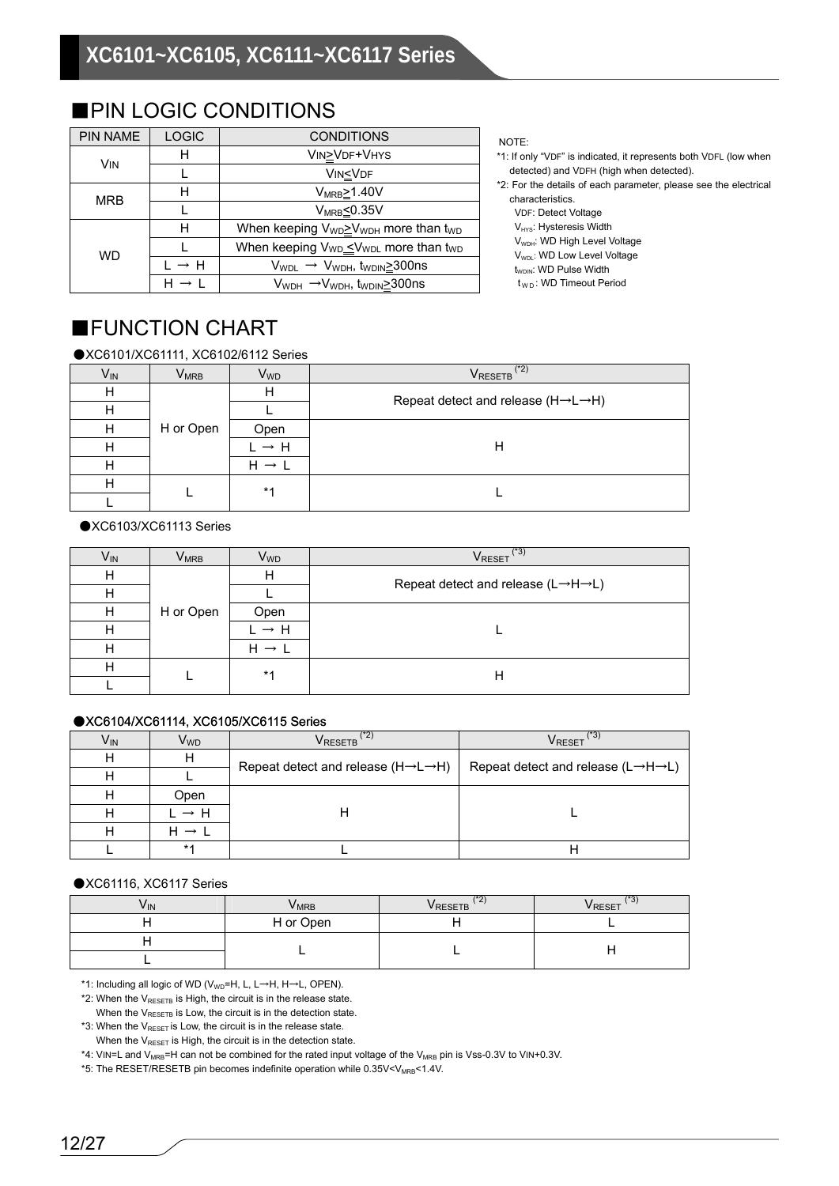## ■PIN LOGIC CONDITIONS

| PIN NAME | LOGIC | CONDITIONS |
|---|---|---|
| $V_{IN}$ | H | $V_{IN} \geqq V_{DF}+V_{HYS}$ |
| | L | $V_{IN} \leqq V_{DF}$ |
| MRB | H | $V_{MRB} \geqq 1.40V$ |
| | L | $V_{MRB} \leqq 0.35V$ |
| WD | H | When keeping $V_{WD} \geqq V_{WDH}$ more than $t_{WD}$ |
| | L | When keeping $V_{WD} \leqq V_{WDL}$ more than $t_{WD}$ |
| | L → H | $V_{WDL}$ → $V_{WDH}$, $t_{WDIN} \geqq 300ns$ |
| | H → L | $V_{WDH}$ → $V_{WDH}$, $t_{WDIN} \geqq 300ns$ |

NOTE:

*1: If only "$V_{DF}$" is indicated, it represents both $V_{DFL}$ (low when detected) and $V_{DFH}$ (high when detected).

*2: For the details of each parameter, please see the electrical characteristics.
- $V_{DF}$: Detect Voltage
- $V_{HYS}$: Hysteresis Width
- $V_{WDH}$: WD High Level Voltage
- $V_{WDL}$: WD Low Level Voltage
- $t_{WDIN}$: WD Pulse Width
- $t_{WD}$: WD Timeout Period

## ■FUNCTION CHART

●XC6101/XC61111, XC6102/6112 Series

| $V_{IN}$ | $V_{MRB}$ | $V_{WD}$ | $V_{RESETB}$ (*2) |
|---|---|---|---|
| H | H or Open | H | Repeat detect and release (H→L→H) |
| H | | L | |
| H | | Open | H |
| H | | L → H | |
| H | | H → L | |
| H | L | *1 | L |
| L | | | |

●XC6103/XC61113 Series

| $V_{IN}$ | $V_{MRB}$ | $V_{WD}$ | $V_{RESET}$ (*3) |
|---|---|---|---|
| H | H or Open | H | Repeat detect and release (L→H→L) |
| H | | L | |
| H | | Open | L |
| H | | L → H | |
| H | | H → L | |
| H | L | *1 | H |
| L | | | |

●XC6104/XC61114, XC6105/XC6115 Series

| $V_{IN}$ | $V_{WD}$ | $V_{RESETB}$ (*2) | $V_{RESET}$ (*3) |
|---|---|---|---|
| H | H | Repeat detect and release (H→L→H) | Repeat detect and release (L→H→L) |
| H | L | | |
| H | Open | H | L |
| H | L → H | | |
| H | H → L | | |
| L | *1 | L | H |

●XC61116, XC6117 Series

| $V_{IN}$ | $V_{MRB}$ | $V_{RESETB}$ (*2) | $V_{RESET}$ (*3) |
|---|---|---|---|
| H | H or Open | H | L |
| H | L | L | H |
| L | | | |

*1: Including all logic of WD ($V_{WD}$=H, L, L→H, H→L, OPEN).

*2: When the $V_{RESETB}$ is High, the circuit is in the release state.
When the $V_{RESETB}$ is Low, the circuit is in the detection state.

*3: When the $V_{RESET}$ is Low, the circuit is in the release state.
When the $V_{RESET}$ is High, the circuit is in the detection state.

*4: $V_{IN}$=L and $V_{MRB}$=H can not be combined for the rated input voltage of the $V_{MRB}$ pin is Vss-0.3V to $V_{IN}$+0.3V.

*5: The RESET/RESETB pin becomes indefinite operation while $0.35V<V_{MRB}<1.4V$.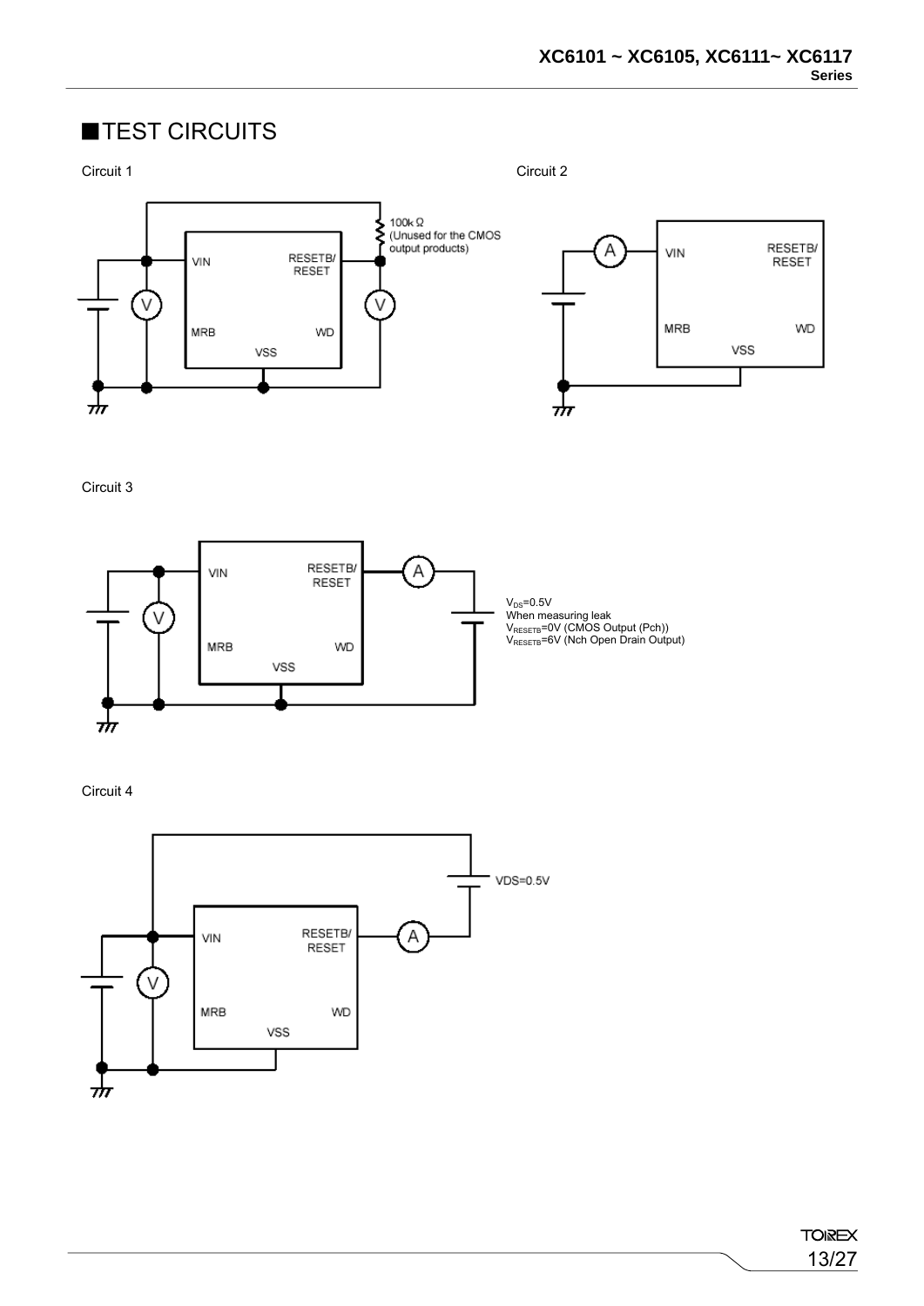## ■TEST CIRCUITS

Circuit 1

100k Ω
(Unused for the CMOS output products)

VIN RESETB/RESET MRB WD VSS

Circuit 2

VIN RESETB/RESET MRB WD VSS

Circuit 3

VIN RESETB/RESET MRB WD VSS

$V_{DS}$=0.5V
When measuring leak
$V_{RESETB}$=0V (CMOS Output (Pch))
$V_{RESETB}$=6V (Nch Open Drain Output)

Circuit 4

VIN RESETB/RESET MRB WD VSS

VDS=0.5V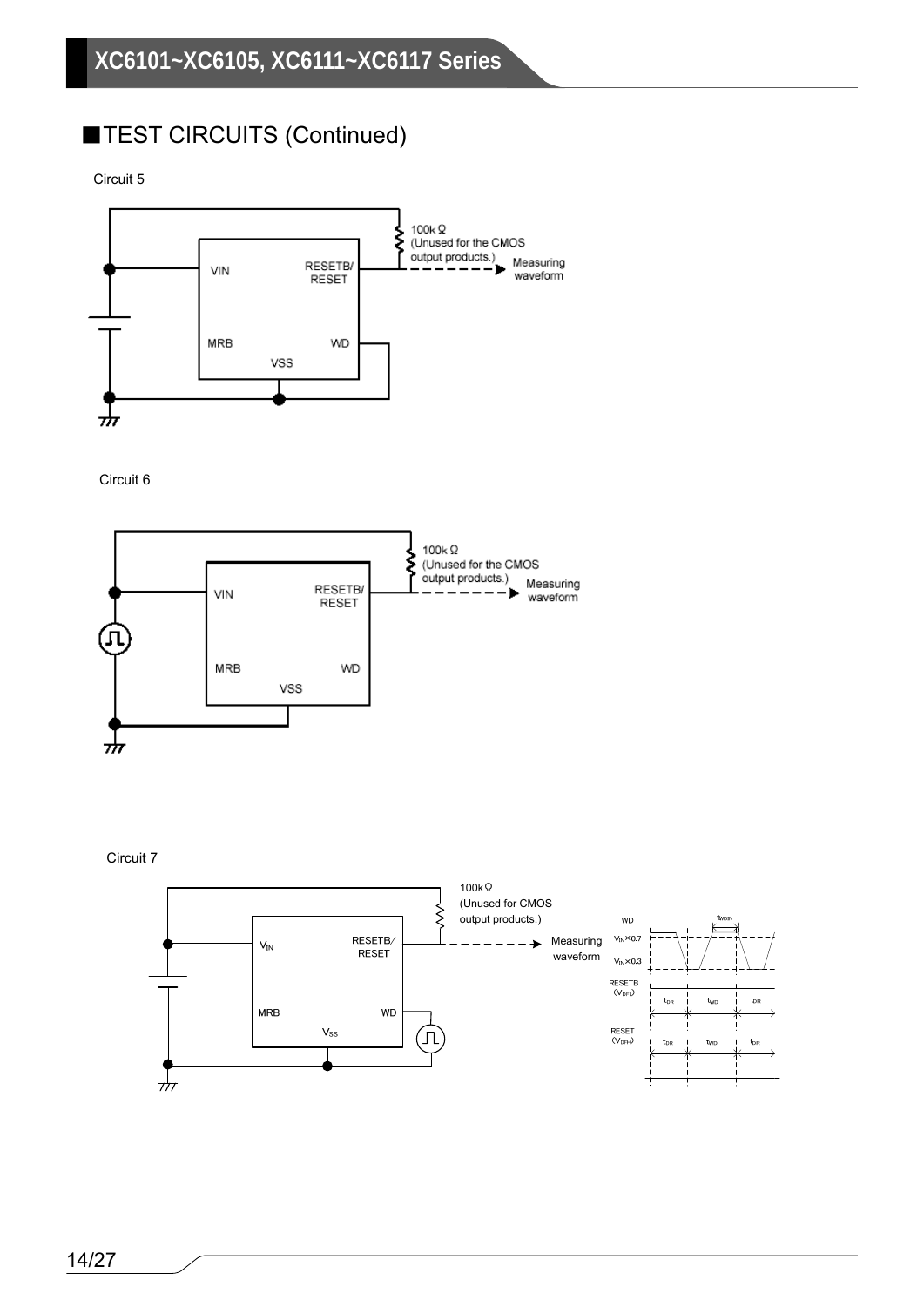## ■TEST CIRCUITS (Continued)

Circuit 5

VIN

RESETB/ RESET

MRB

WD

VSS

100kΩ (Unused for the CMOS output products.)

Measuring waveform

Circuit 6

VIN

RESETB/ RESET

MRB

WD

VSS

100kΩ (Unused for the CMOS output products.)

Measuring waveform

Circuit 7

$V_{IN}$

RESETB/ RESET

MRB

WD

$V_{SS}$

100kΩ (Unused for CMOS output products.)

Measuring waveform

WD

$t_{WDIN}$

$V_{IN}\times0.7$

$V_{IN}\times0.3$

RESETB ($V_{DFL}$)

$t_{DR}$ $t_{WD}$ $t_{DR}$

RESET ($V_{DFH}$)

$t_{DR}$ $t_{WD}$ $t_{DR}$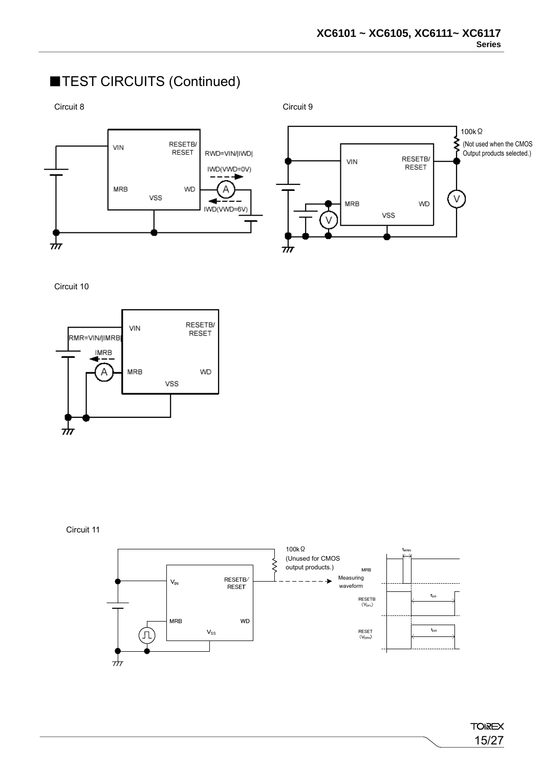## ■TEST CIRCUITS (Continued)

Circuit 8

VIN
RESETB/
RESET
RWD=VIN/|IWD|
IWD(VWD=0V)
MRB
WD
VSS
IWD(VWD=6V)

Circuit 9

100kΩ
(Not used when the CMOS Output products selected.)
VIN
RESETB/
RESET
MRB
WD
VSS

Circuit 10

VIN
RESETB/
RESET
RMR=VIN/|IMRB|
IMRB
MRB
WD
VSS

Circuit 11

100kΩ
(Unused for CMOS output products.)
$V_{IN}$
RESETB/
RESET
MRB
WD
$V_{SS}$
Measuring waveform
MRB
$t_{MRIN}$
RESETB ($V_{DFL}$)
$t_{DR}$
RESET ($V_{DFH}$)
$t_{DR}$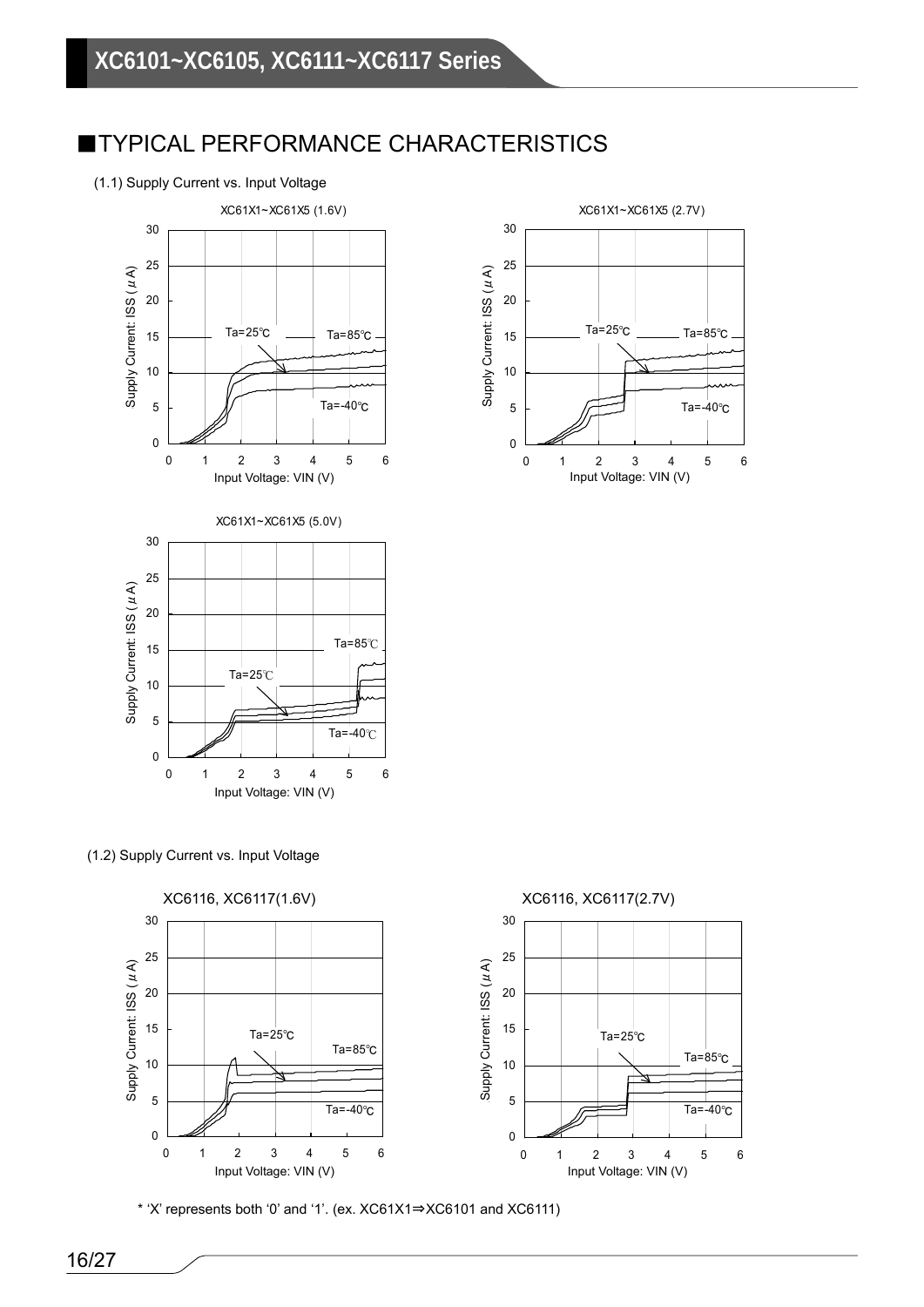## ■TYPICAL PERFORMANCE CHARACTERISTICS

(1.1) Supply Current vs. Input Voltage

XC61X1~XC61X5 (1.6V)

Supply Current: ISS (μA) vs. Input Voltage: VIN (V) — Ta=25℃, Ta=85℃, Ta=-40℃

XC61X1~XC61X5 (2.7V)

Supply Current: ISS (μA) vs. Input Voltage: VIN (V) — Ta=25℃, Ta=85℃, Ta=-40℃

XC61X1~XC61X5 (5.0V)

Supply Current: ISS (μA) vs. Input Voltage: VIN (V) — Ta=25℃, Ta=85℃, Ta=-40℃

(1.2) Supply Current vs. Input Voltage

XC6116, XC6117(1.6V)

Supply Current: ISS (μA) vs. Input Voltage: VIN (V) — Ta=25℃, Ta=85℃, Ta=-40℃

XC6116, XC6117(2.7V)

Supply Current: ISS (μA) vs. Input Voltage: VIN (V) — Ta=25℃, Ta=85℃, Ta=-40℃

* 'X' represents both '0' and '1'. (ex. XC61X1⇒XC6101 and XC6111)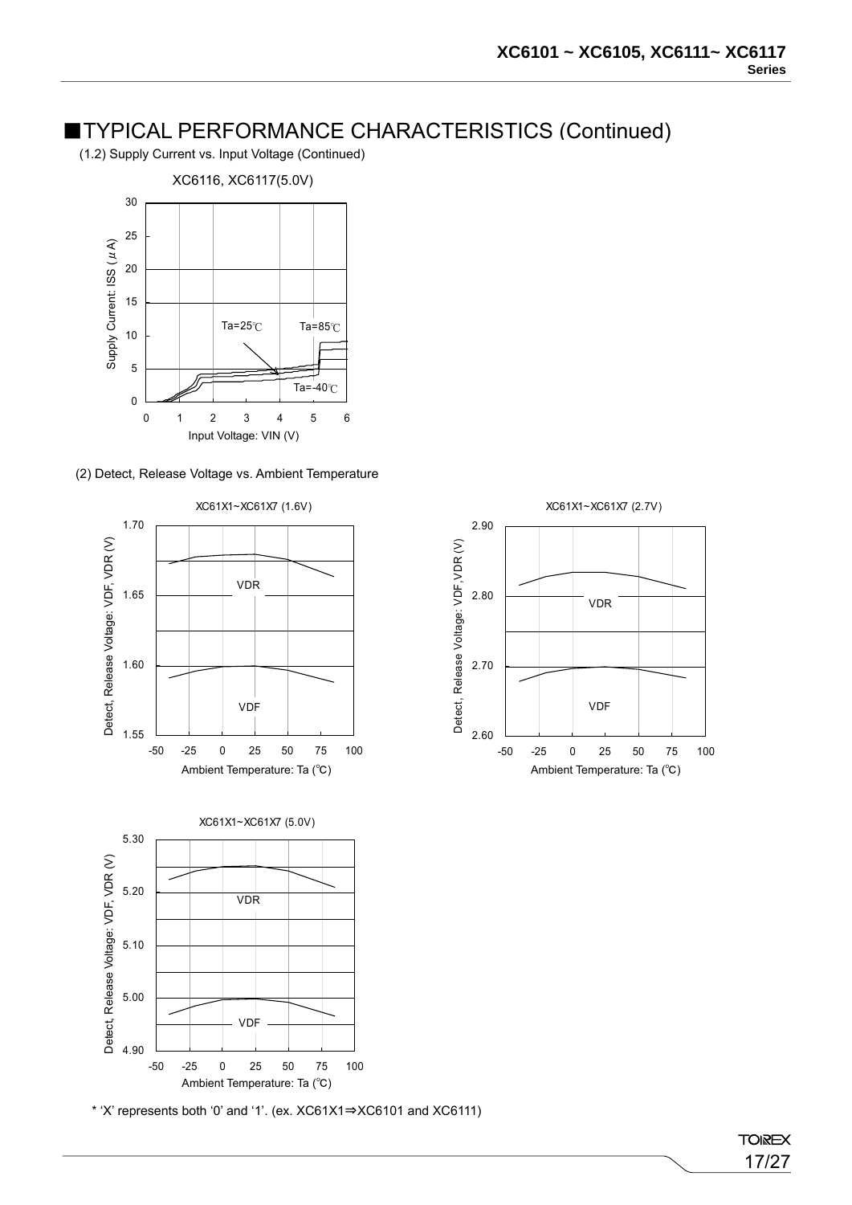## ■TYPICAL PERFORMANCE CHARACTERISTICS (Continued)

(1.2) Supply Current vs. Input Voltage (Continued)

XC6116, XC6117(5.0V)

Supply Current: ISS (μA)

Ta=25℃ Ta=85℃ Ta=-40℃

Input Voltage: VIN (V)

(2) Detect, Release Voltage vs. Ambient Temperature

XC61X1~XC61X7 (1.6V)

Detect, Release Voltage: VDF, VDR (V)

VDR

VDF

Ambient Temperature: Ta (℃)

XC61X1~XC61X7 (2.7V)

Detect, Release Voltage: VDF, VDR (V)

VDR

VDF

Ambient Temperature: Ta (℃)

XC61X1~XC61X7 (5.0V)

Detect, Release Voltage: VDF, VDR (V)

VDR

VDF

Ambient Temperature: Ta (℃)

* 'X' represents both '0' and '1'. (ex. XC61X1⇒XC6101 and XC6111)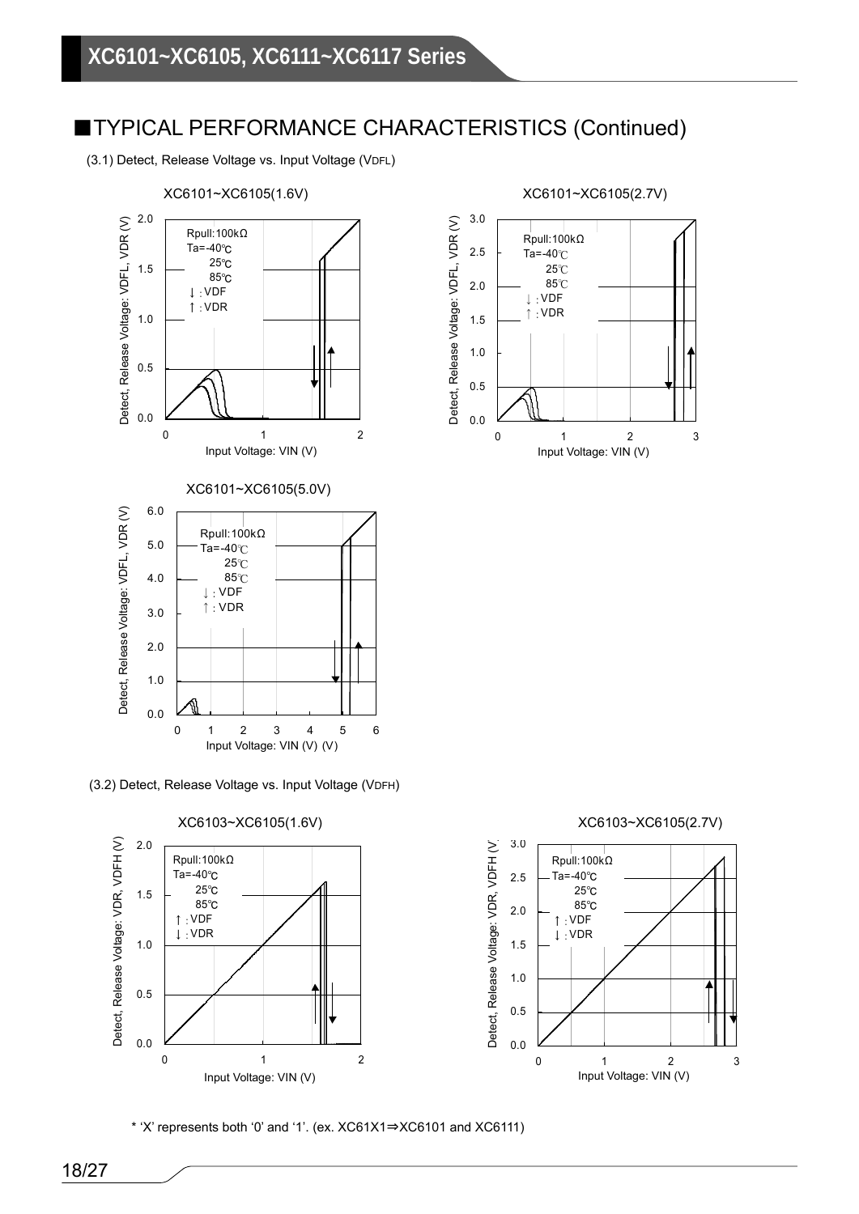## ■TYPICAL PERFORMANCE CHARACTERISTICS (Continued)

(3.1) Detect, Release Voltage vs. Input Voltage (VDFL)

XC6101~XC6105(1.6V)

Rpull:100kΩ
Ta=-40℃
25℃
85℃
↓: VDF
↑: VDR

Detect, Release Voltage: VDFL, VDR (V)

Input Voltage: VIN (V)

XC6101~XC6105(2.7V)

Rpull:100kΩ
Ta=-40℃
25℃
85℃
↓: VDF
↑: VDR

Detect, Release Voltage: VDFL, VDR (V)

Input Voltage: VIN (V)

XC6101~XC6105(5.0V)

Rpull:100kΩ
Ta=-40℃
25℃
85℃
↓: VDF
↑: VDR

Detect, Release Voltage: VDFL, VDR (V)

Input Voltage: VIN (V) (V)

(3.2) Detect, Release Voltage vs. Input Voltage (VDFH)

XC6103~XC6105(1.6V)

Rpull:100kΩ
Ta=-40℃
25℃
85℃
↑: VDF
↓: VDR

Detect, Release Voltage: VDR, VDFH (V)

Input Voltage: VIN (V)

XC6103~XC6105(2.7V)

Rpull:100kΩ
Ta=-40℃
25℃
85℃
↑: VDF
↓: VDR

Detect, Release Voltage: VDR, VDFH (V)

Input Voltage: VIN (V)

* 'X' represents both '0' and '1'. (ex. XC61X1⇒XC6101 and XC6111)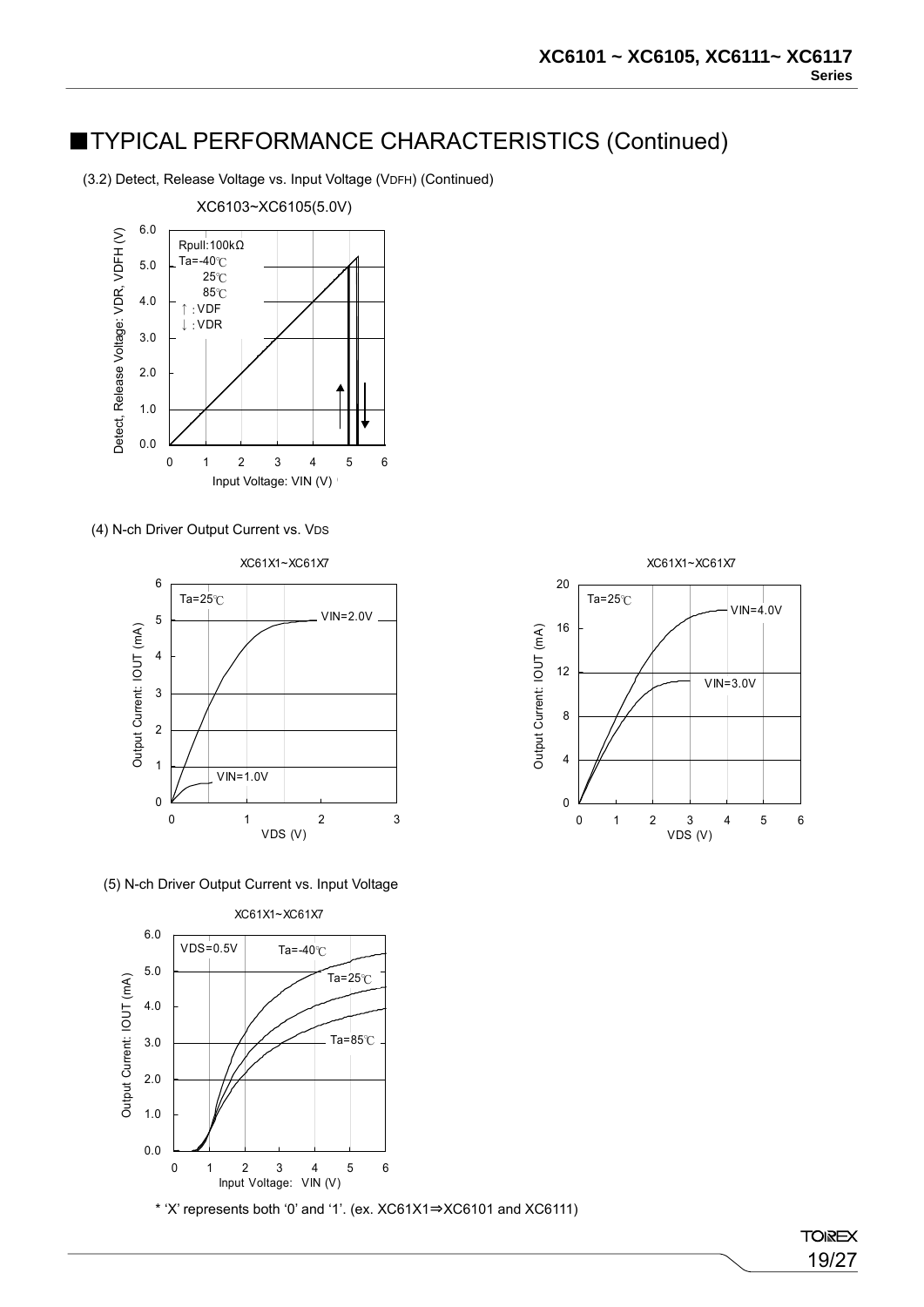## ■TYPICAL PERFORMANCE CHARACTERISTICS (Continued)

(3.2) Detect, Release Voltage vs. Input Voltage (VDFH) (Continued)

XC6103~XC6105(5.0V)

Rpull:100kΩ
Ta=-40℃
25℃
85℃
↑ : VDF
↓ : VDR

Detect, Release Voltage: VDR, VDFH (V)

Input Voltage: VIN (V)

(4) N-ch Driver Output Current vs. VDS

XC61X1~XC61X7

Ta=25℃

VIN=2.0V

VIN=1.0V

Output Current: IOUT (mA)

VDS (V)

XC61X1~XC61X7

Ta=25℃

VIN=4.0V

VIN=3.0V

Output Current: IOUT (mA)

VDS (V)

(5) N-ch Driver Output Current vs. Input Voltage

XC61X1~XC61X7

VDS=0.5V

Ta=-40℃

Ta=25℃

Ta=85℃

Output Current: IOUT (mA)

Input Voltage: VIN (V)

* 'X' represents both '0' and '1'. (ex. XC61X1⇒XC6101 and XC6111)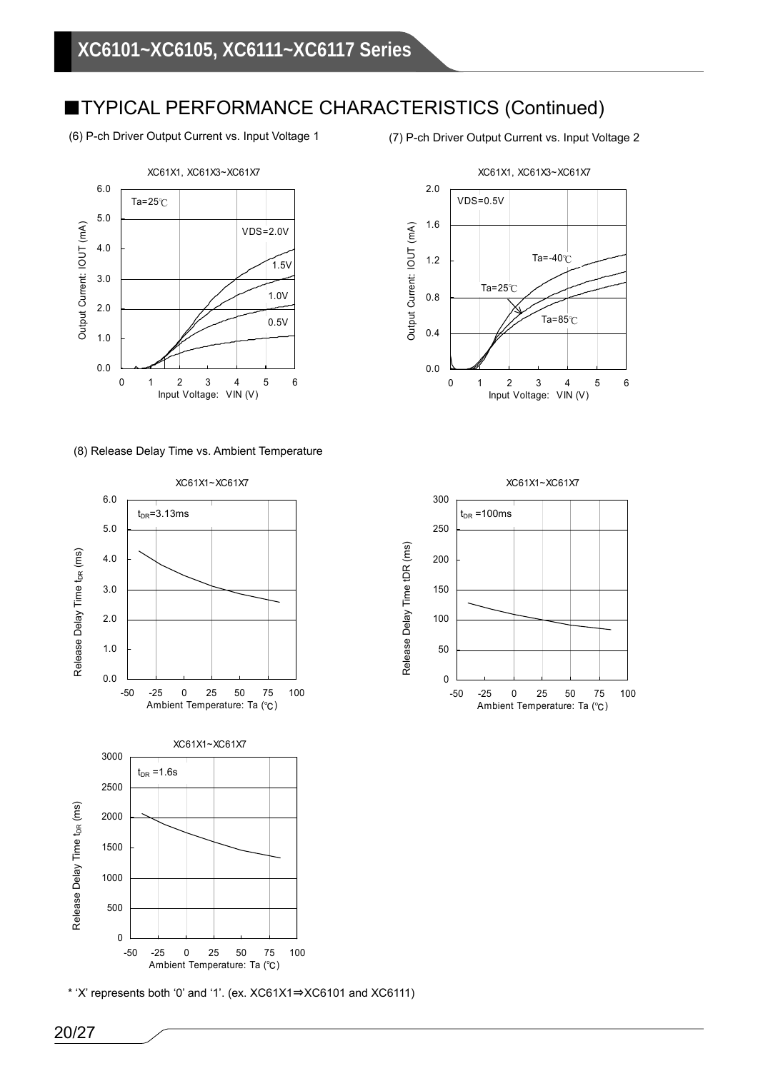## ■TYPICAL PERFORMANCE CHARACTERISTICS (Continued)

(6) P-ch Driver Output Current vs. Input Voltage 1

XC61X1, XC61X3~XC61X7

Ta=25℃

VDS=2.0V

1.5V

1.0V

0.5V

Output Current: IOUT (mA)

Input Voltage: VIN (V)

(7) P-ch Driver Output Current vs. Input Voltage 2

XC61X1, XC61X3~XC61X7

VDS=0.5V

Ta=-40℃

Ta=25℃

Ta=85℃

Output Current: IOUT (mA)

Input Voltage: VIN (V)

(8) Release Delay Time vs. Ambient Temperature

XC61X1~XC61X7

$t_{DR}$=3.13ms

Release Delay Time $t_{DR}$ (ms)

Ambient Temperature: Ta (℃)

XC61X1~XC61X7

$t_{DR}$ =100ms

Release Delay Time tDR (ms)

Ambient Temperature: Ta (℃)

XC61X1~XC61X7

$t_{DR}$ =1.6s

Release Delay Time $t_{DR}$ (ms)

Ambient Temperature: Ta (℃)

* 'X' represents both '0' and '1'. (ex. XC61X1⇒XC6101 and XC6111)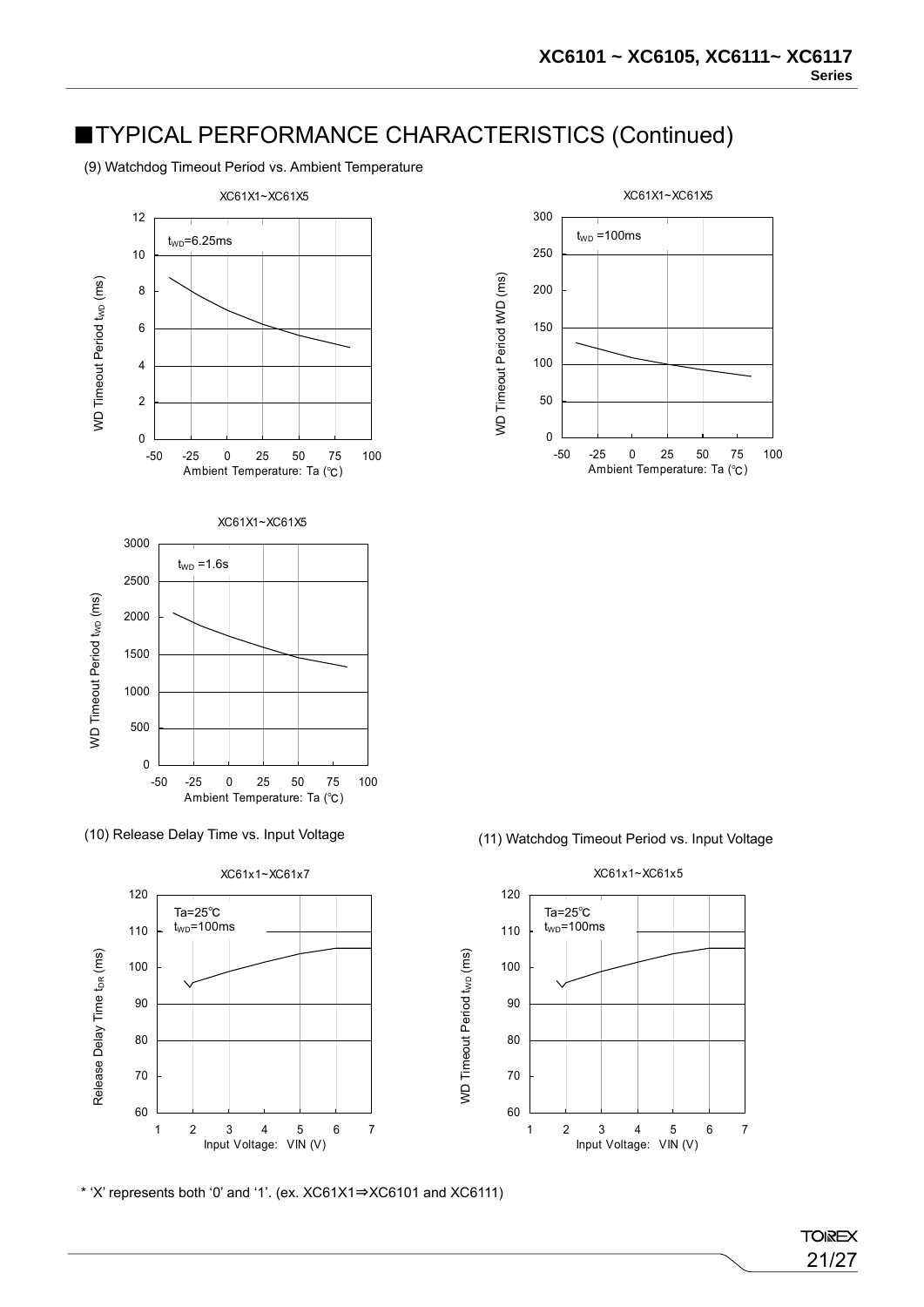# ■TYPICAL PERFORMANCE CHARACTERISTICS (Continued)

(9) Watchdog Timeout Period vs. Ambient Temperature

XC61X1~XC61X5

$t_{WD}$=6.25ms

WD Timeout Period $t_{WD}$ (ms)

Ambient Temperature: Ta (℃)

XC61X1~XC61X5

$t_{WD}$ =100ms

WD Timeout Period tWD (ms)

Ambient Temperature: Ta (℃)

XC61X1~XC61X5

$t_{WD}$ =1.6s

WD Timeout Period $t_{WD}$ (ms)

Ambient Temperature: Ta (℃)

(10) Release Delay Time vs. Input Voltage

XC61x1~XC61x7

Ta=25℃
$t_{WD}$=100ms

Release Delay Time $t_{DR}$ (ms)

Input Voltage: VIN (V)

(11) Watchdog Timeout Period vs. Input Voltage

XC61x1~XC61x5

Ta=25℃
$t_{WD}$=100ms

WD Timeout Period $t_{WD}$ (ms)

Input Voltage: VIN (V)

* 'X' represents both '0' and '1'. (ex. XC61X1⇒XC6101 and XC6111)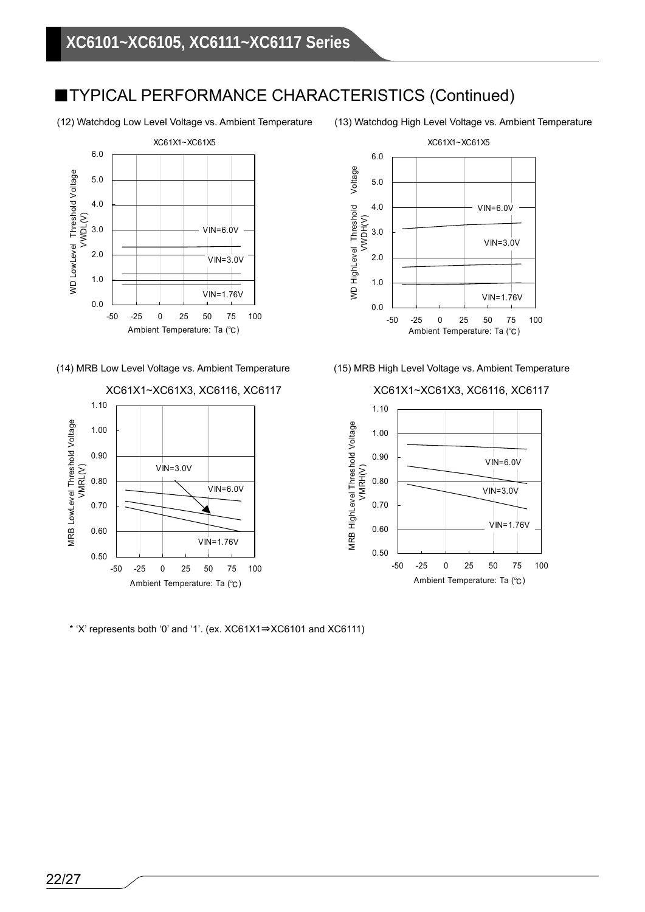## ■TYPICAL PERFORMANCE CHARACTERISTICS (Continued)

(12) Watchdog Low Level Voltage vs. Ambient Temperature

XC61X1~XC61X5

(13) Watchdog High Level Voltage vs. Ambient Temperature

XC61X1~XC61X5

(14) MRB Low Level Voltage vs. Ambient Temperature

XC61X1~XC61X3, XC6116, XC6117

(15) MRB High Level Voltage vs. Ambient Temperature

XC61X1~XC61X3, XC6116, XC6117

* 'X' represents both '0' and '1'. (ex. XC61X1⇒XC6101 and XC6111)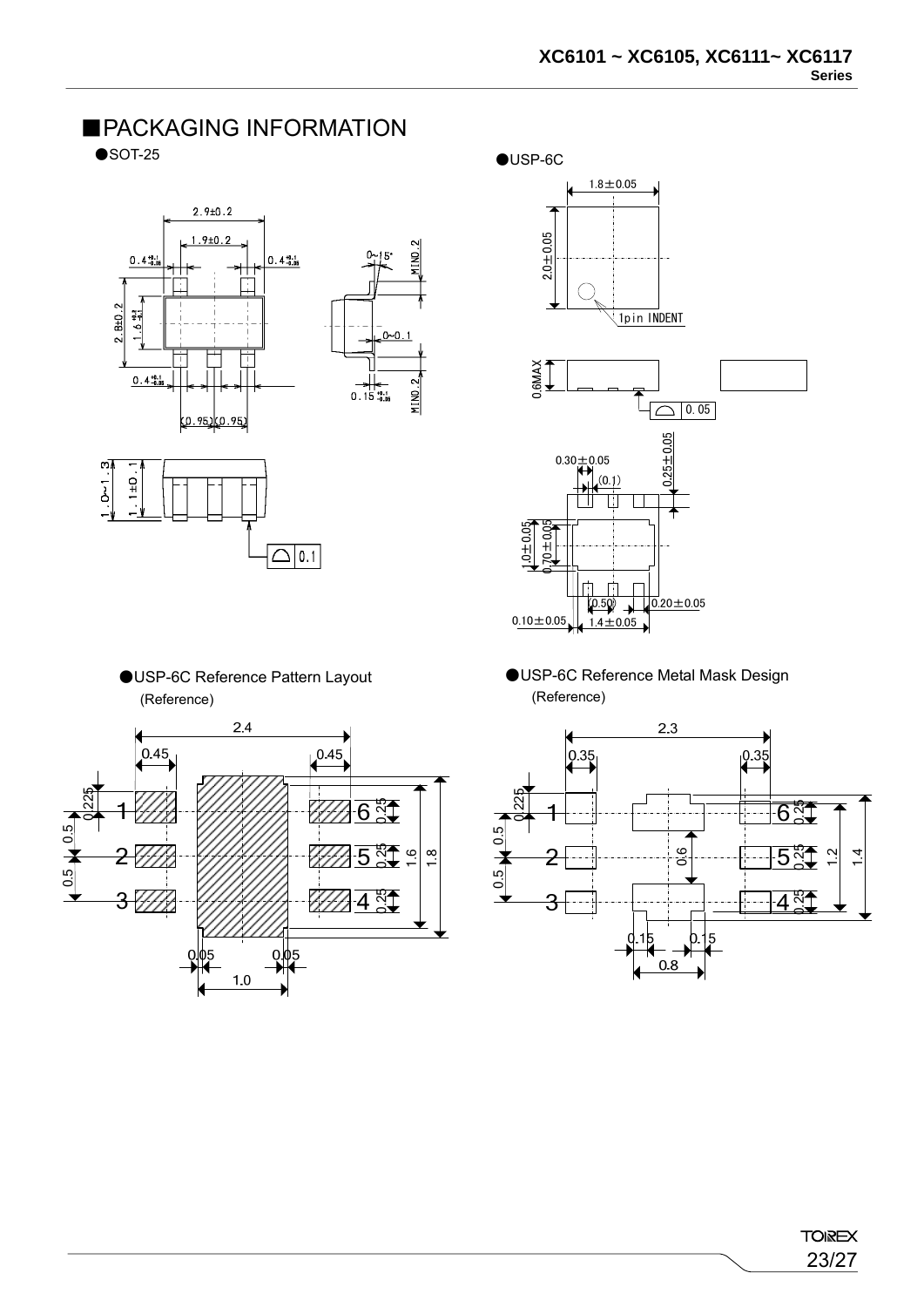## ■PACKAGING INFORMATION

●SOT-25

2.9±0.2

1.9±0.2

$0.4^{+0.1}_{-0.05}$

$0.4^{+0.1}_{-0.05}$

2.8±0.2

$1.6^{+0.2}_{-0.1}$

$0.4^{+0.1}_{-0.05}$

(0.95)(0.95)

0~15°

MIN0.2

0~0.1

$0.15^{+0.1}_{-0.05}$

MIN0.2

1.0~1.3

1.1±0.1

0.1

●USP-6C

1.8±0.05

2.0±0.05

1pin INDENT

0.6MAX

0.05

0.30±0.05

(0.1)

0.25±0.05

1.0±0.05

0.70±0.05

(0.50)

0.20±0.05

0.10±0.05

1.4±0.05

●USP-6C Reference Pattern Layout

(Reference)

2.4

0.45

0.45

0.225

0.5

0.5

0.25

0.25

0.25

1.6

1.8

0.05

0.05

1.0

●USP-6C Reference Metal Mask Design

(Reference)

2.3

0.35

0.35

0.225

0.5

0.5

0.6

0.25

0.25

0.25

1.2

1.4

0.15

0.15

0.8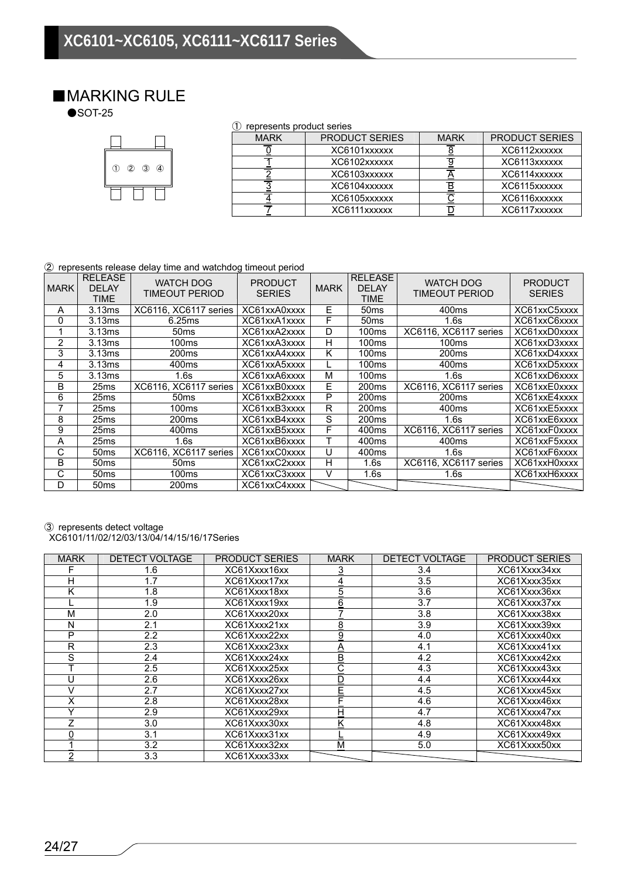## ■MARKING RULE

●SOT-25

① ② ③ ④

① represents product series

| MARK | PRODUCT SERIES | MARK | PRODUCT SERIES |
|---|---|---|---|
| 0 | XC6101xxxxxx | 8 | XC6112xxxxxx |
| 1 | XC6102xxxxxx | 9 | XC6113xxxxxx |
| 2 | XC6103xxxxxx | A | XC6114xxxxxx |
| 3 | XC6104xxxxxx | B | XC6115xxxxxx |
| 4 | XC6105xxxxxx | C | XC6116xxxxxx |
| 7 | XC6111xxxxxx | D | XC6117xxxxxx |

② represents release delay time and watchdog timeout period

| MARK | RELEASE DELAY TIME | WATCH DOG TIMEOUT PERIOD | PRODUCT SERIES | MARK | RELEASE DELAY TIME | WATCH DOG TIMEOUT PERIOD | PRODUCT SERIES |
|---|---|---|---|---|---|---|---|
| A | 3.13ms | XC6116, XC6117 series | XC61xxA0xxxx | E | 50ms | 400ms | XC61xxC5xxxx |
| 0 | 3.13ms | 6.25ms | XC61xxA1xxxx | F | 50ms | 1.6s | XC61xxC6xxxx |
| 1 | 3.13ms | 50ms | XC61xxA2xxxx | D | 100ms | XC6116, XC6117 series | XC61xxD0xxxx |
| 2 | 3.13ms | 100ms | XC61xxA3xxxx | H | 100ms | 100ms | XC61xxD3xxxx |
| 3 | 3.13ms | 200ms | XC61xxA4xxxx | K | 100ms | 200ms | XC61xxD4xxxx |
| 4 | 3.13ms | 400ms | XC61xxA5xxxx | L | 100ms | 400ms | XC61xxD5xxxx |
| 5 | 3.13ms | 1.6s | XC61xxA6xxxx | M | 100ms | 1.6s | XC61xxD6xxxx |
| B | 25ms | XC6116, XC6117 series | XC61xxB0xxxx | E | 200ms | XC6116, XC6117 series | XC61xxE0xxxx |
| 6 | 25ms | 50ms | XC61xxB2xxxx | P | 200ms | 200ms | XC61xxE4xxxx |
| 7 | 25ms | 100ms | XC61xxB3xxxx | R | 200ms | 400ms | XC61xxE5xxxx |
| 8 | 25ms | 200ms | XC61xxB4xxxx | S | 200ms | 1.6s | XC61xxE6xxxx |
| 9 | 25ms | 400ms | XC61xxB5xxxx | F | 400ms | XC6116, XC6117 series | XC61xxF0xxxx |
| A | 25ms | 1.6s | XC61xxB6xxxx | T | 400ms | 400ms | XC61xxF5xxxx |
| C | 50ms | XC6116, XC6117 series | XC61xxC0xxxx | U | 400ms | 1.6s | XC61xxF6xxxx |
| B | 50ms | 50ms | XC61xxC2xxxx | H | 1.6s | XC6116, XC6117 series | XC61xxH0xxxx |
| C | 50ms | 100ms | XC61xxC3xxxx | V | 1.6s | 1.6s | XC61xxH6xxxx |
| D | 50ms | 200ms | XC61xxC4xxxx | | | | |

③ represents detect voltage
XC6101/11/02/12/03/13/04/14/15/16/17Series

| MARK | DETECT VOLTAGE | PRODUCT SERIES | MARK | DETECT VOLTAGE | PRODUCT SERIES |
|---|---|---|---|---|---|
| F | 1.6 | XC61Xxxx16xx | 3 | 3.4 | XC61Xxxx34xx |
| H | 1.7 | XC61Xxxx17xx | 4 | 3.5 | XC61Xxxx35xx |
| K | 1.8 | XC61Xxxx18xx | 5 | 3.6 | XC61Xxxx36xx |
| L | 1.9 | XC61Xxxx19xx | 6 | 3.7 | XC61Xxxx37xx |
| M | 2.0 | XC61Xxxx20xx | 7 | 3.8 | XC61Xxxx38xx |
| N | 2.1 | XC61Xxxx21xx | 8 | 3.9 | XC61Xxxx39xx |
| P | 2.2 | XC61Xxxx22xx | 9 | 4.0 | XC61Xxxx40xx |
| R | 2.3 | XC61Xxxx23xx | A | 4.1 | XC61Xxxx41xx |
| S | 2.4 | XC61Xxxx24xx | B | 4.2 | XC61Xxxx42xx |
| T | 2.5 | XC61Xxxx25xx | C | 4.3 | XC61Xxxx43xx |
| U | 2.6 | XC61Xxxx26xx | D | 4.4 | XC61Xxxx44xx |
| V | 2.7 | XC61Xxxx27xx | E | 4.5 | XC61Xxxx45xx |
| X | 2.8 | XC61Xxxx28xx | F | 4.6 | XC61Xxxx46xx |
| Y | 2.9 | XC61Xxxx29xx | H | 4.7 | XC61Xxxx47xx |
| Z | 3.0 | XC61Xxxx30xx | K | 4.8 | XC61Xxxx48xx |
| 0 | 3.1 | XC61Xxxx31xx | L | 4.9 | XC61Xxxx49xx |
| 1 | 3.2 | XC61Xxxx32xx | M | 5.0 | XC61Xxxx50xx |
| 2 | 3.3 | XC61Xxxx33xx | | | |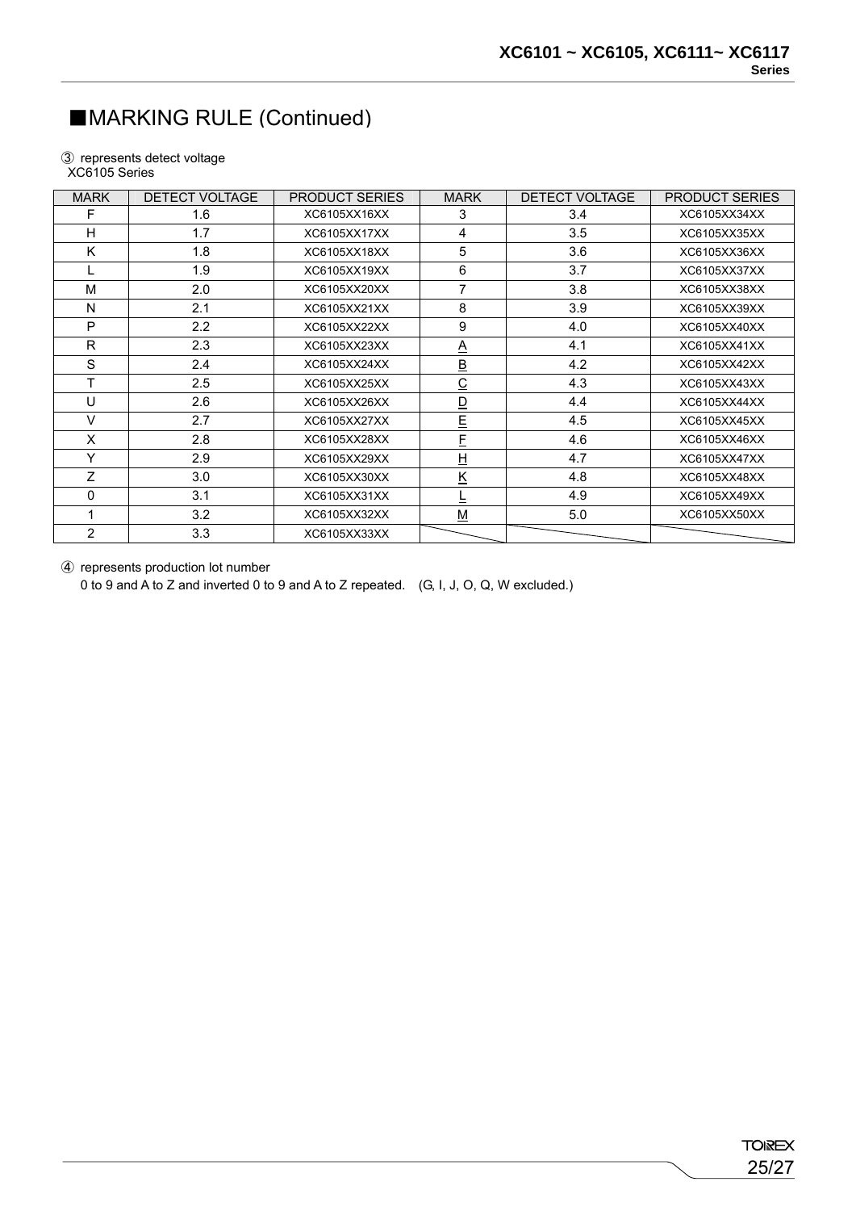# ■MARKING RULE (Continued)

③ represents detect voltage
XC6105 Series

| MARK | DETECT VOLTAGE | PRODUCT SERIES | MARK | DETECT VOLTAGE | PRODUCT SERIES |
|---|---|---|---|---|---|
| F | 1.6 | XC6105XX16XX | 3 | 3.4 | XC6105XX34XX |
| H | 1.7 | XC6105XX17XX | 4 | 3.5 | XC6105XX35XX |
| K | 1.8 | XC6105XX18XX | 5 | 3.6 | XC6105XX36XX |
| L | 1.9 | XC6105XX19XX | 6 | 3.7 | XC6105XX37XX |
| M | 2.0 | XC6105XX20XX | 7 | 3.8 | XC6105XX38XX |
| N | 2.1 | XC6105XX21XX | 8 | 3.9 | XC6105XX39XX |
| P | 2.2 | XC6105XX22XX | 9 | 4.0 | XC6105XX40XX |
| R | 2.3 | XC6105XX23XX | A | 4.1 | XC6105XX41XX |
| S | 2.4 | XC6105XX24XX | B | 4.2 | XC6105XX42XX |
| T | 2.5 | XC6105XX25XX | C | 4.3 | XC6105XX43XX |
| U | 2.6 | XC6105XX26XX | D | 4.4 | XC6105XX44XX |
| V | 2.7 | XC6105XX27XX | E | 4.5 | XC6105XX45XX |
| X | 2.8 | XC6105XX28XX | F | 4.6 | XC6105XX46XX |
| Y | 2.9 | XC6105XX29XX | H | 4.7 | XC6105XX47XX |
| Z | 3.0 | XC6105XX30XX | K | 4.8 | XC6105XX48XX |
| 0 | 3.1 | XC6105XX31XX | L | 4.9 | XC6105XX49XX |
| 1 | 3.2 | XC6105XX32XX | M | 5.0 | XC6105XX50XX |
| 2 | 3.3 | XC6105XX33XX | | | |

④ represents production lot number
0 to 9 and A to Z and inverted 0 to 9 and A to Z repeated. (G, I, J, O, Q, W excluded.)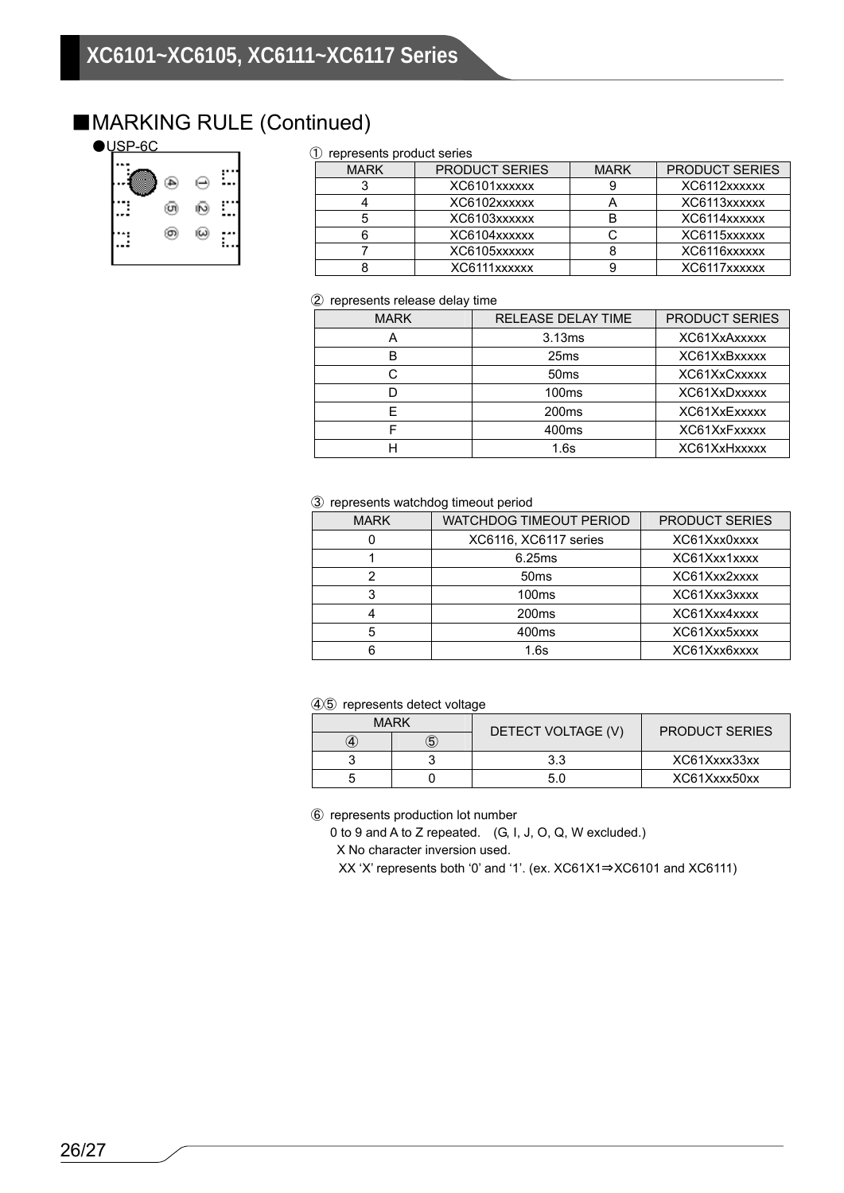## ■MARKING RULE (Continued)

●USP-6C

① represents product series

| MARK | PRODUCT SERIES | MARK | PRODUCT SERIES |
|---|---|---|---|
| 3 | XC6101xxxxxx | 9 | XC6112xxxxxx |
| 4 | XC6102xxxxxx | A | XC6113xxxxxx |
| 5 | XC6103xxxxxx | B | XC6114xxxxxx |
| 6 | XC6104xxxxxx | C | XC6115xxxxxx |
| 7 | XC6105xxxxxx | 8 | XC6116xxxxxx |
| 8 | XC6111xxxxxx | 9 | XC6117xxxxxx |

② represents release delay time

| MARK | RELEASE DELAY TIME | PRODUCT SERIES |
|---|---|---|
| A | 3.13ms | XC61XxAxxxxx |
| B | 25ms | XC61XxBxxxxx |
| C | 50ms | XC61XxCxxxxx |
| D | 100ms | XC61XxDxxxxx |
| E | 200ms | XC61XxExxxxx |
| F | 400ms | XC61XxFxxxxx |
| H | 1.6s | XC61XxHxxxxx |

③ represents watchdog timeout period

| MARK | WATCHDOG TIMEOUT PERIOD | PRODUCT SERIES |
|---|---|---|
| 0 | XC6116, XC6117 series | XC61Xxx0xxxx |
| 1 | 6.25ms | XC61Xxx1xxxx |
| 2 | 50ms | XC61Xxx2xxxx |
| 3 | 100ms | XC61Xxx3xxxx |
| 4 | 200ms | XC61Xxx4xxxx |
| 5 | 400ms | XC61Xxx5xxxx |
| 6 | 1.6s | XC61Xxx6xxxx |

④⑤ represents detect voltage

| MARK | | DETECT VOLTAGE (V) | PRODUCT SERIES |
|---|---|---|---|
| ④ | ⑤ | | |
| 3 | 3 | 3.3 | XC61Xxxx33xx |
| 5 | 0 | 5.0 | XC61Xxxx50xx |

⑥ represents production lot number

0 to 9 and A to Z repeated. (G, I, J, O, Q, W excluded.)

X No character inversion used.

XX 'X' represents both '0' and '1'. (ex. XC61X1⇒XC6101 and XC6111)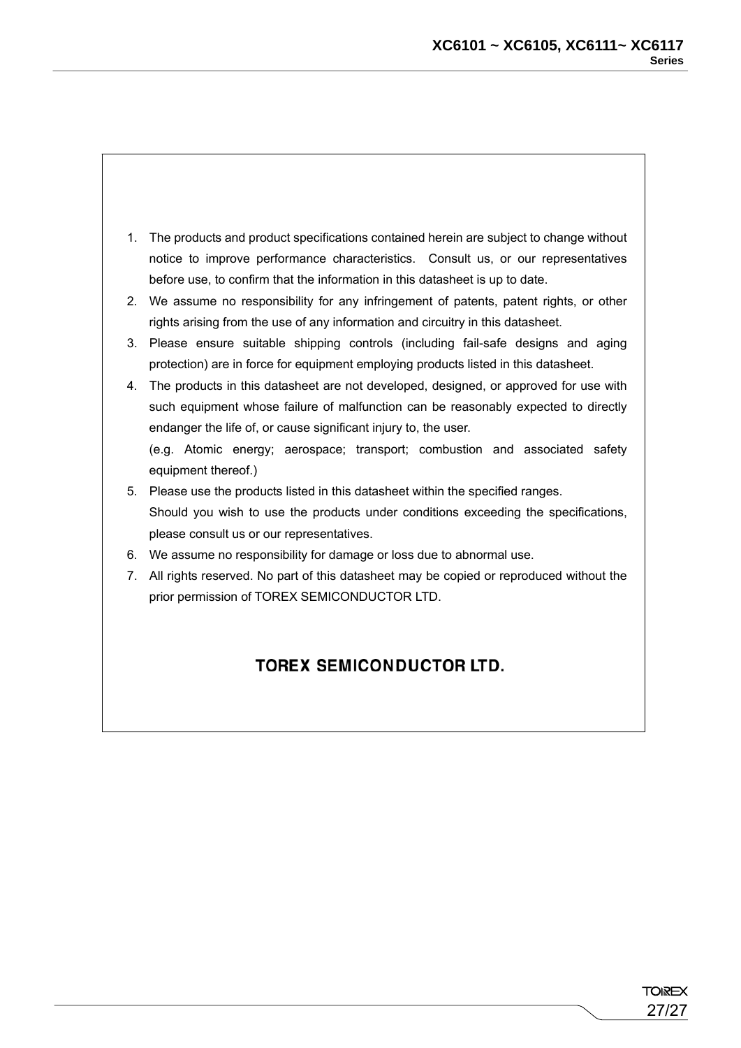1. The products and product specifications contained herein are subject to change without notice to improve performance characteristics. Consult us, or our representatives before use, to confirm that the information in this datasheet is up to date.
2. We assume no responsibility for any infringement of patents, patent rights, or other rights arising from the use of any information and circuitry in this datasheet.
3. Please ensure suitable shipping controls (including fail-safe designs and aging protection) are in force for equipment employing products listed in this datasheet.
4. The products in this datasheet are not developed, designed, or approved for use with such equipment whose failure of malfunction can be reasonably expected to directly endanger the life of, or cause significant injury to, the user.
   (e.g. Atomic energy; aerospace; transport; combustion and associated safety equipment thereof.)
5. Please use the products listed in this datasheet within the specified ranges.
   Should you wish to use the products under conditions exceeding the specifications, please consult us or our representatives.
6. We assume no responsibility for damage or loss due to abnormal use.
7. All rights reserved. No part of this datasheet may be copied or reproduced without the prior permission of TOREX SEMICONDUCTOR LTD.

**TOREX SEMICONDUCTOR LTD.**